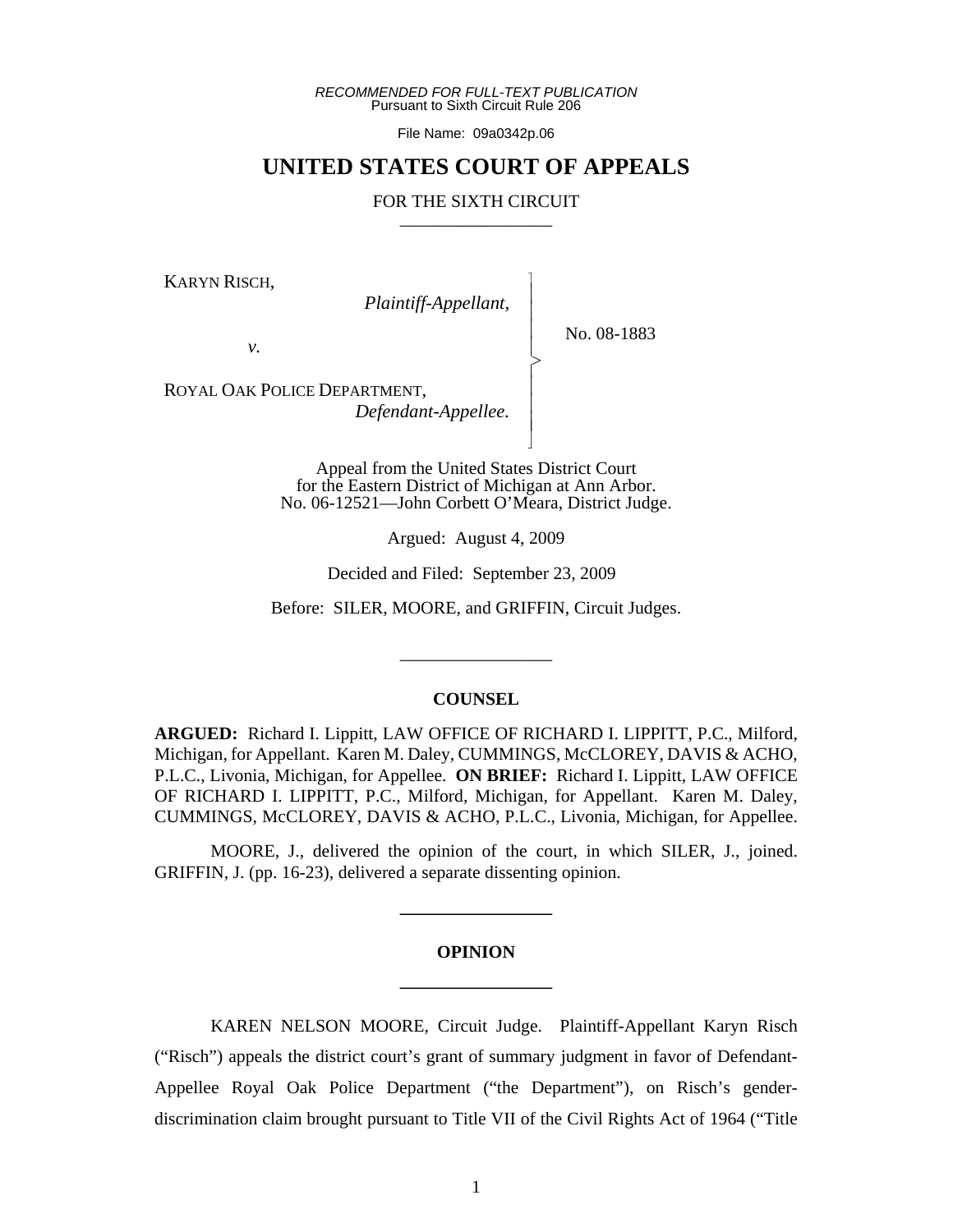*RECOMMENDED FOR FULL-TEXT PUBLICATION*
Pursuant to Sixth Circuit Rule 206

File Name: 09a0342p.06

# UNITED STATES COURT OF APPEALS

FOR THE SIXTH CIRCUIT

---

KARYN RISCH,
*Plaintiff-Appellant,*

*v.*

ROYAL OAK POLICE DEPARTMENT,
*Defendant-Appellee.*

No. 08-1883

Appeal from the United States District Court
for the Eastern District of Michigan at Ann Arbor.
No. 06-12521—John Corbett O'Meara, District Judge.

Argued: August 4, 2009

Decided and Filed: September 23, 2009

Before: SILER, MOORE, and GRIFFIN, Circuit Judges.

---

## COUNSEL

**ARGUED:** Richard I. Lippitt, LAW OFFICE OF RICHARD I. LIPPITT, P.C., Milford, Michigan, for Appellant. Karen M. Daley, CUMMINGS, McCLOREY, DAVIS & ACHO, P.L.C., Livonia, Michigan, for Appellee. **ON BRIEF:** Richard I. Lippitt, LAW OFFICE OF RICHARD I. LIPPITT, P.C., Milford, Michigan, for Appellant. Karen M. Daley, CUMMINGS, McCLOREY, DAVIS & ACHO, P.L.C., Livonia, Michigan, for Appellee.

MOORE, J., delivered the opinion of the court, in which SILER, J., joined. GRIFFIN, J. (pp. 16-23), delivered a separate dissenting opinion.

---

## OPINION

---

KAREN NELSON MOORE, Circuit Judge. Plaintiff-Appellant Karyn Risch ("Risch") appeals the district court's grant of summary judgment in favor of Defendant-Appellee Royal Oak Police Department ("the Department"), on Risch's gender-discrimination claim brought pursuant to Title VII of the Civil Rights Act of 1964 ("Title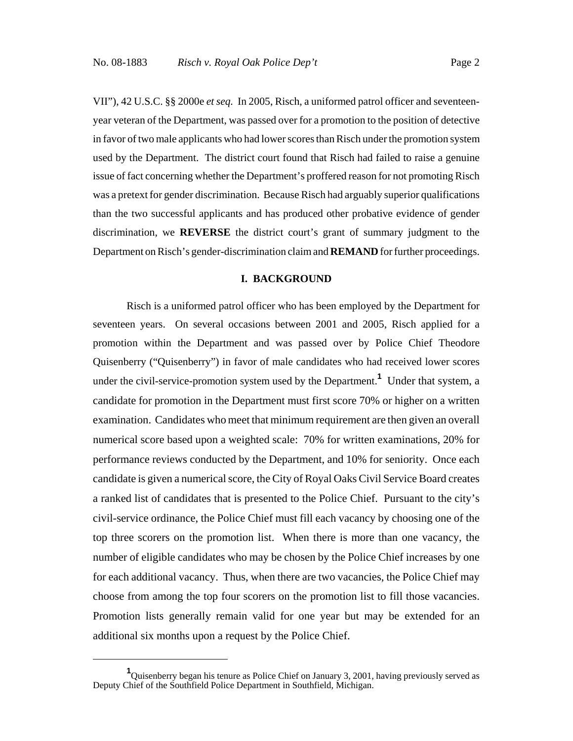VII"), 42 U.S.C. §§ 2000e *et seq.* In 2005, Risch, a uniformed patrol officer and seventeen-year veteran of the Department, was passed over for a promotion to the position of detective in favor of two male applicants who had lower scores than Risch under the promotion system used by the Department. The district court found that Risch had failed to raise a genuine issue of fact concerning whether the Department's proffered reason for not promoting Risch was a pretext for gender discrimination. Because Risch had arguably superior qualifications than the two successful applicants and has produced other probative evidence of gender discrimination, we **REVERSE** the district court's grant of summary judgment to the Department on Risch's gender-discrimination claim and **REMAND** for further proceedings.

## I. BACKGROUND

Risch is a uniformed patrol officer who has been employed by the Department for seventeen years. On several occasions between 2001 and 2005, Risch applied for a promotion within the Department and was passed over by Police Chief Theodore Quisenberry ("Quisenberry") in favor of male candidates who had received lower scores under the civil-service-promotion system used by the Department.[1] Under that system, a candidate for promotion in the Department must first score 70% or higher on a written examination. Candidates who meet that minimum requirement are then given an overall numerical score based upon a weighted scale: 70% for written examinations, 20% for performance reviews conducted by the Department, and 10% for seniority. Once each candidate is given a numerical score, the City of Royal Oaks Civil Service Board creates a ranked list of candidates that is presented to the Police Chief. Pursuant to the city's civil-service ordinance, the Police Chief must fill each vacancy by choosing one of the top three scorers on the promotion list. When there is more than one vacancy, the number of eligible candidates who may be chosen by the Police Chief increases by one for each additional vacancy. Thus, when there are two vacancies, the Police Chief may choose from among the top four scorers on the promotion list to fill those vacancies. Promotion lists generally remain valid for one year but may be extended for an additional six months upon a request by the Police Chief.

---

[1] Quisenberry began his tenure as Police Chief on January 3, 2001, having previously served as Deputy Chief of the Southfield Police Department in Southfield, Michigan.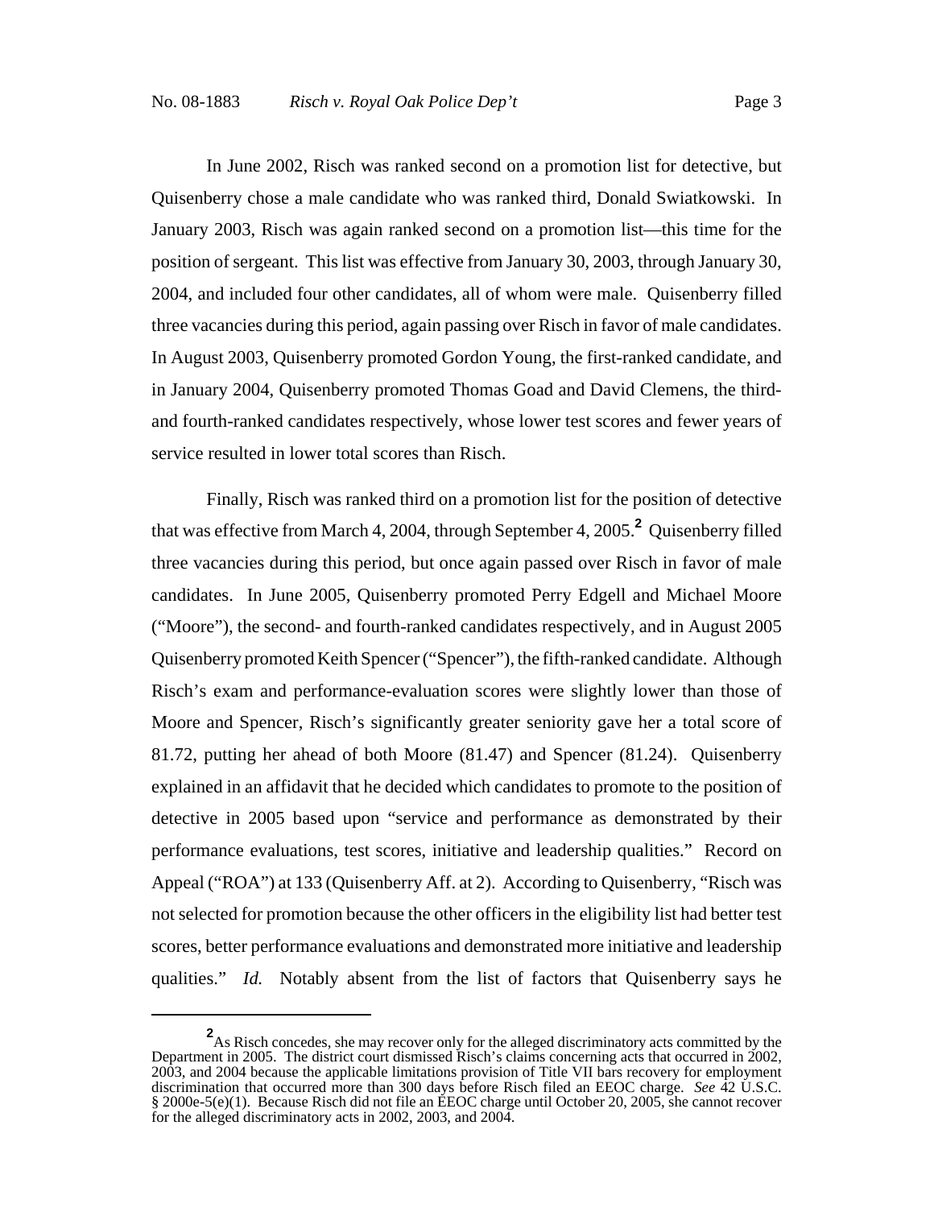In June 2002, Risch was ranked second on a promotion list for detective, but Quisenberry chose a male candidate who was ranked third, Donald Swiatkowski. In January 2003, Risch was again ranked second on a promotion list—this time for the position of sergeant. This list was effective from January 30, 2003, through January 30, 2004, and included four other candidates, all of whom were male. Quisenberry filled three vacancies during this period, again passing over Risch in favor of male candidates. In August 2003, Quisenberry promoted Gordon Young, the first-ranked candidate, and in January 2004, Quisenberry promoted Thomas Goad and David Clemens, the third- and fourth-ranked candidates respectively, whose lower test scores and fewer years of service resulted in lower total scores than Risch.

Finally, Risch was ranked third on a promotion list for the position of detective that was effective from March 4, 2004, through September 4, 2005.[2] Quisenberry filled three vacancies during this period, but once again passed over Risch in favor of male candidates. In June 2005, Quisenberry promoted Perry Edgell and Michael Moore ("Moore"), the second- and fourth-ranked candidates respectively, and in August 2005 Quisenberry promoted Keith Spencer ("Spencer"), the fifth-ranked candidate. Although Risch's exam and performance-evaluation scores were slightly lower than those of Moore and Spencer, Risch's significantly greater seniority gave her a total score of 81.72, putting her ahead of both Moore (81.47) and Spencer (81.24). Quisenberry explained in an affidavit that he decided which candidates to promote to the position of detective in 2005 based upon "service and performance as demonstrated by their performance evaluations, test scores, initiative and leadership qualities." Record on Appeal ("ROA") at 133 (Quisenberry Aff. at 2). According to Quisenberry, "Risch was not selected for promotion because the other officers in the eligibility list had better test scores, better performance evaluations and demonstrated more initiative and leadership qualities." *Id.* Notably absent from the list of factors that Quisenberry says he

---

[2] As Risch concedes, she may recover only for the alleged discriminatory acts committed by the Department in 2005. The district court dismissed Risch's claims concerning acts that occurred in 2002, 2003, and 2004 because the applicable limitations provision of Title VII bars recovery for employment discrimination that occurred more than 300 days before Risch filed an EEOC charge. *See* 42 U.S.C. § 2000e-5(e)(1). Because Risch did not file an EEOC charge until October 20, 2005, she cannot recover for the alleged discriminatory acts in 2002, 2003, and 2004.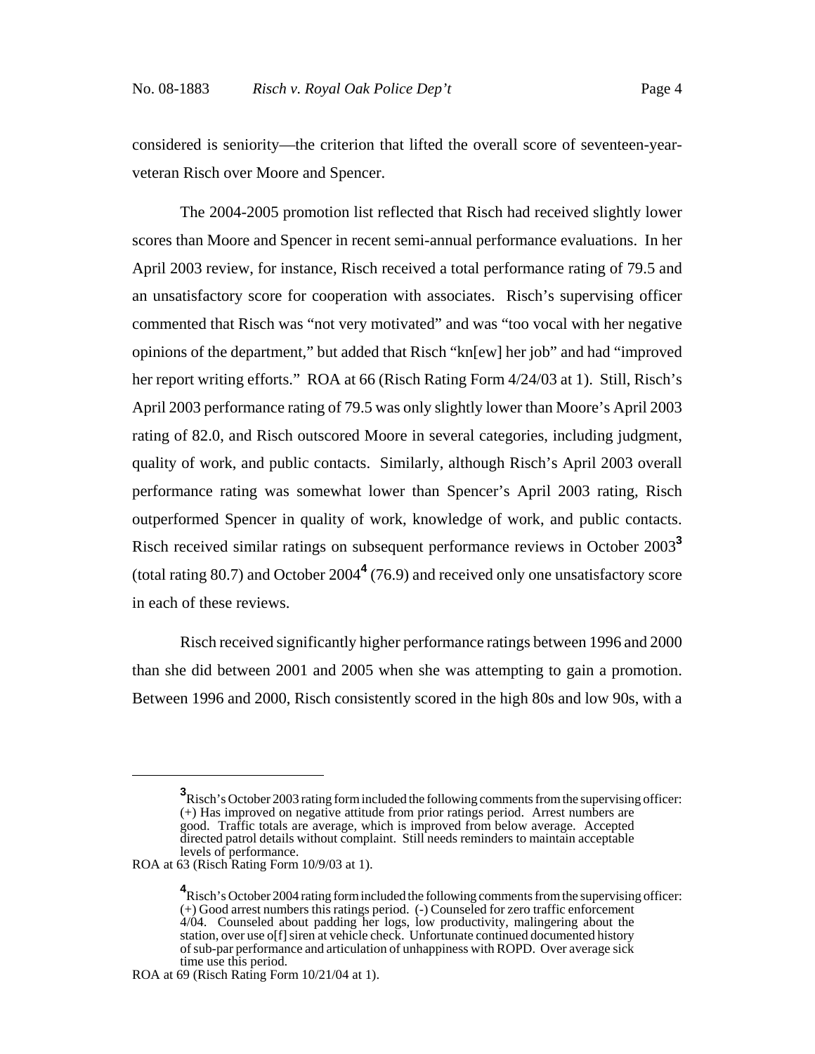considered is seniority—the criterion that lifted the overall score of seventeen-year-veteran Risch over Moore and Spencer.

The 2004-2005 promotion list reflected that Risch had received slightly lower scores than Moore and Spencer in recent semi-annual performance evaluations. In her April 2003 review, for instance, Risch received a total performance rating of 79.5 and an unsatisfactory score for cooperation with associates. Risch's supervising officer commented that Risch was "not very motivated" and was "too vocal with her negative opinions of the department," but added that Risch "kn[ew] her job" and had "improved her report writing efforts." ROA at 66 (Risch Rating Form 4/24/03 at 1). Still, Risch's April 2003 performance rating of 79.5 was only slightly lower than Moore's April 2003 rating of 82.0, and Risch outscored Moore in several categories, including judgment, quality of work, and public contacts. Similarly, although Risch's April 2003 overall performance rating was somewhat lower than Spencer's April 2003 rating, Risch outperformed Spencer in quality of work, knowledge of work, and public contacts. Risch received similar ratings on subsequent performance reviews in October 2003[3] (total rating 80.7) and October 2004[4] (76.9) and received only one unsatisfactory score in each of these reviews.

Risch received significantly higher performance ratings between 1996 and 2000 than she did between 2001 and 2005 when she was attempting to gain a promotion. Between 1996 and 2000, Risch consistently scored in the high 80s and low 90s, with a

---

[3] Risch's October 2003 rating form included the following comments from the supervising officer:

> (+) Has improved on negative attitude from prior ratings period. Arrest numbers are good. Traffic totals are average, which is improved from below average. Accepted directed patrol details without complaint. Still needs reminders to maintain acceptable levels of performance.

ROA at 63 (Risch Rating Form 10/9/03 at 1).

[4] Risch's October 2004 rating form included the following comments from the supervising officer:

> (+) Good arrest numbers this ratings period. (-) Counseled for zero traffic enforcement 4/04. Counseled about padding her logs, low productivity, malingering about the station, over use o[f] siren at vehicle check. Unfortunate continued documented history of sub-par performance and articulation of unhappiness with ROPD. Over average sick time use this period.

ROA at 69 (Risch Rating Form 10/21/04 at 1).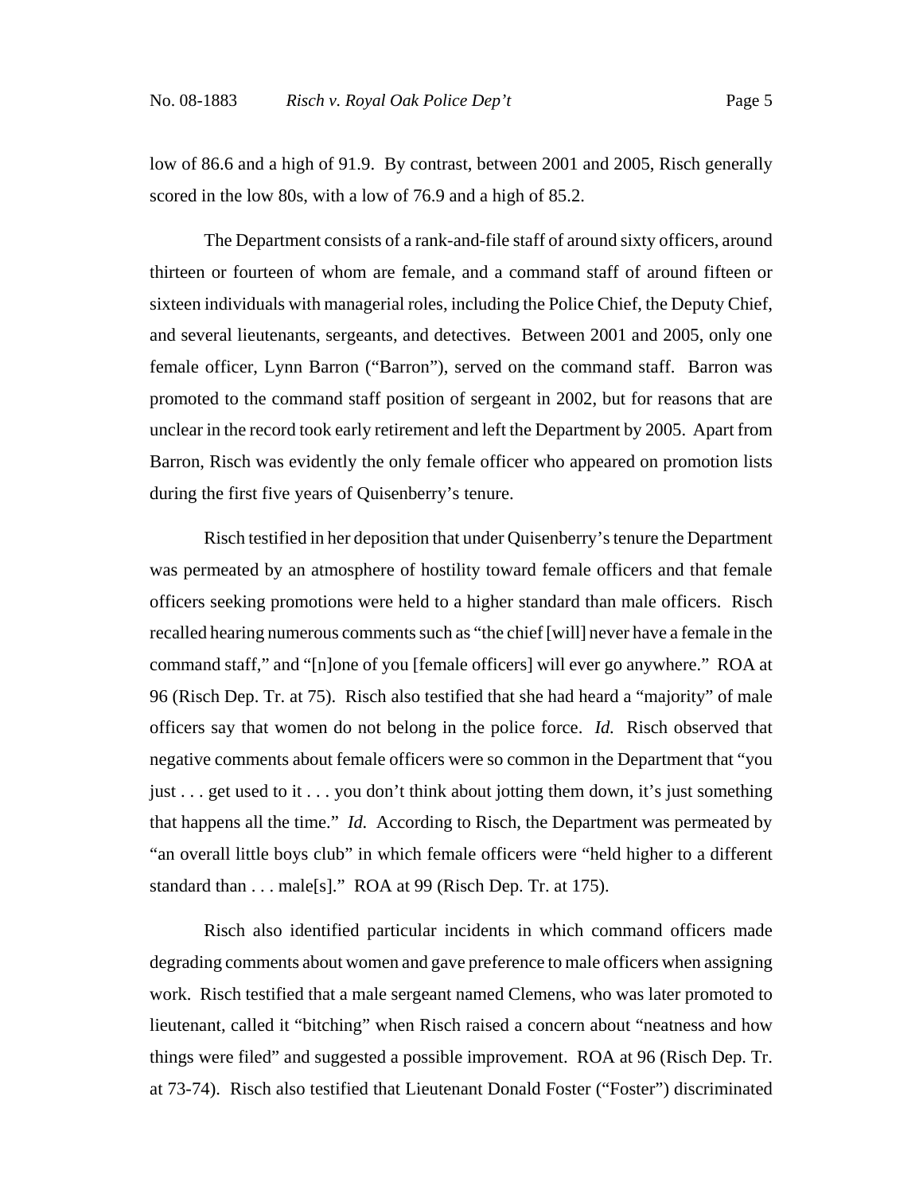low of 86.6 and a high of 91.9. By contrast, between 2001 and 2005, Risch generally scored in the low 80s, with a low of 76.9 and a high of 85.2.

The Department consists of a rank-and-file staff of around sixty officers, around thirteen or fourteen of whom are female, and a command staff of around fifteen or sixteen individuals with managerial roles, including the Police Chief, the Deputy Chief, and several lieutenants, sergeants, and detectives. Between 2001 and 2005, only one female officer, Lynn Barron ("Barron"), served on the command staff. Barron was promoted to the command staff position of sergeant in 2002, but for reasons that are unclear in the record took early retirement and left the Department by 2005. Apart from Barron, Risch was evidently the only female officer who appeared on promotion lists during the first five years of Quisenberry's tenure.

Risch testified in her deposition that under Quisenberry's tenure the Department was permeated by an atmosphere of hostility toward female officers and that female officers seeking promotions were held to a higher standard than male officers. Risch recalled hearing numerous comments such as "the chief [will] never have a female in the command staff," and "[n]one of you [female officers] will ever go anywhere." ROA at 96 (Risch Dep. Tr. at 75). Risch also testified that she had heard a "majority" of male officers say that women do not belong in the police force. *Id.* Risch observed that negative comments about female officers were so common in the Department that "you just . . . get used to it . . . you don't think about jotting them down, it's just something that happens all the time." *Id.* According to Risch, the Department was permeated by "an overall little boys club" in which female officers were "held higher to a different standard than . . . male[s]." ROA at 99 (Risch Dep. Tr. at 175).

Risch also identified particular incidents in which command officers made degrading comments about women and gave preference to male officers when assigning work. Risch testified that a male sergeant named Clemens, who was later promoted to lieutenant, called it "bitching" when Risch raised a concern about "neatness and how things were filed" and suggested a possible improvement. ROA at 96 (Risch Dep. Tr. at 73-74). Risch also testified that Lieutenant Donald Foster ("Foster") discriminated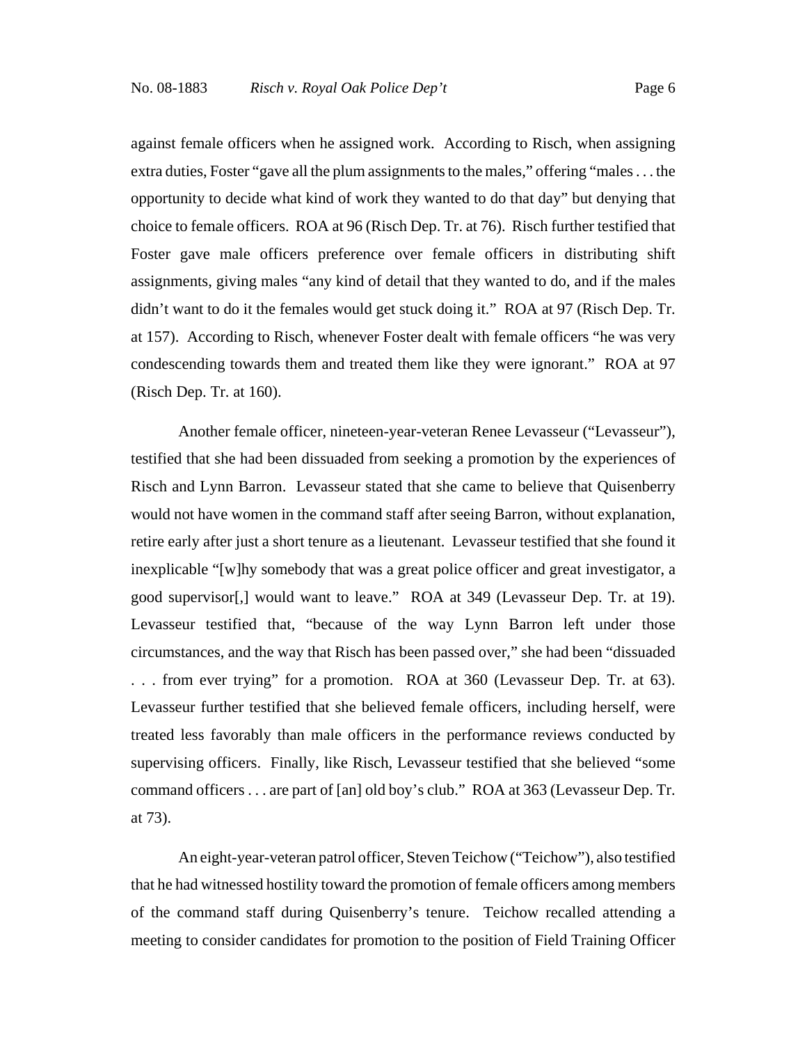against female officers when he assigned work. According to Risch, when assigning extra duties, Foster "gave all the plum assignments to the males," offering "males . . . the opportunity to decide what kind of work they wanted to do that day" but denying that choice to female officers. ROA at 96 (Risch Dep. Tr. at 76). Risch further testified that Foster gave male officers preference over female officers in distributing shift assignments, giving males "any kind of detail that they wanted to do, and if the males didn't want to do it the females would get stuck doing it." ROA at 97 (Risch Dep. Tr. at 157). According to Risch, whenever Foster dealt with female officers "he was very condescending towards them and treated them like they were ignorant." ROA at 97 (Risch Dep. Tr. at 160).

Another female officer, nineteen-year-veteran Renee Levasseur ("Levasseur"), testified that she had been dissuaded from seeking a promotion by the experiences of Risch and Lynn Barron. Levasseur stated that she came to believe that Quisenberry would not have women in the command staff after seeing Barron, without explanation, retire early after just a short tenure as a lieutenant. Levasseur testified that she found it inexplicable "[w]hy somebody that was a great police officer and great investigator, a good supervisor[,] would want to leave." ROA at 349 (Levasseur Dep. Tr. at 19). Levasseur testified that, "because of the way Lynn Barron left under those circumstances, and the way that Risch has been passed over," she had been "dissuaded . . . from ever trying" for a promotion. ROA at 360 (Levasseur Dep. Tr. at 63). Levasseur further testified that she believed female officers, including herself, were treated less favorably than male officers in the performance reviews conducted by supervising officers. Finally, like Risch, Levasseur testified that she believed "some command officers . . . are part of [an] old boy's club." ROA at 363 (Levasseur Dep. Tr. at 73).

An eight-year-veteran patrol officer, Steven Teichow ("Teichow"), also testified that he had witnessed hostility toward the promotion of female officers among members of the command staff during Quisenberry's tenure. Teichow recalled attending a meeting to consider candidates for promotion to the position of Field Training Officer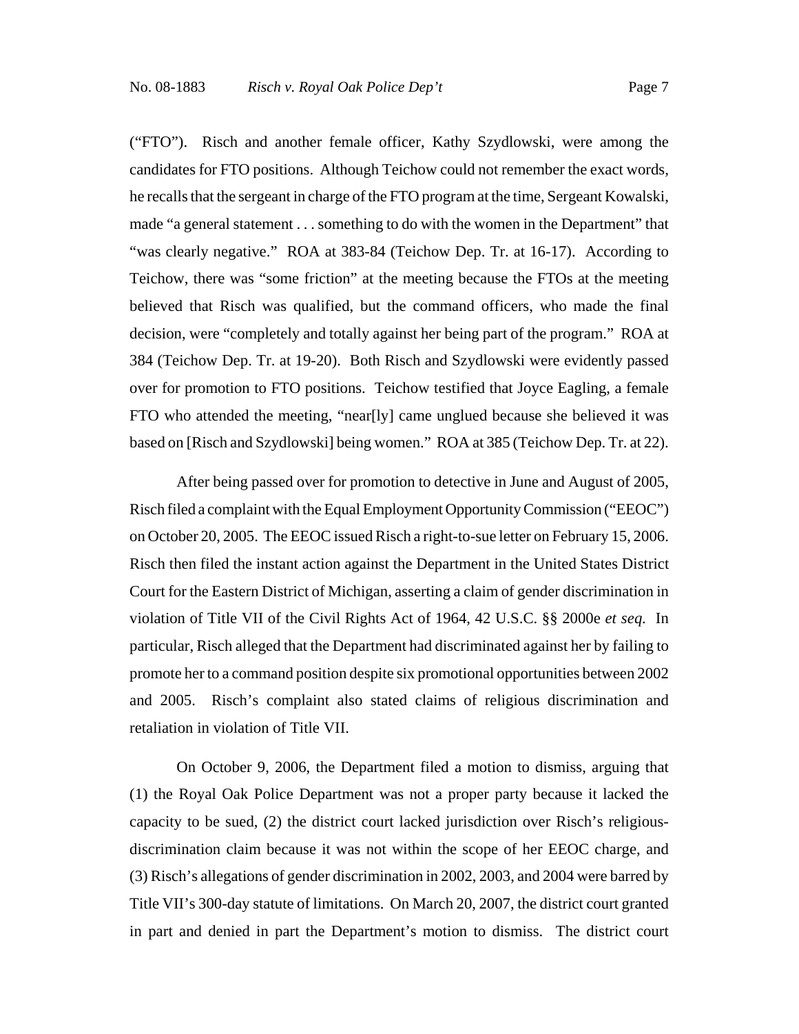("FTO"). Risch and another female officer, Kathy Szydlowski, were among the candidates for FTO positions. Although Teichow could not remember the exact words, he recalls that the sergeant in charge of the FTO program at the time, Sergeant Kowalski, made "a general statement . . . something to do with the women in the Department" that "was clearly negative." ROA at 383-84 (Teichow Dep. Tr. at 16-17). According to Teichow, there was "some friction" at the meeting because the FTOs at the meeting believed that Risch was qualified, but the command officers, who made the final decision, were "completely and totally against her being part of the program." ROA at 384 (Teichow Dep. Tr. at 19-20). Both Risch and Szydlowski were evidently passed over for promotion to FTO positions. Teichow testified that Joyce Eagling, a female FTO who attended the meeting, "near[ly] came unglued because she believed it was based on [Risch and Szydlowski] being women." ROA at 385 (Teichow Dep. Tr. at 22).

After being passed over for promotion to detective in June and August of 2005, Risch filed a complaint with the Equal Employment Opportunity Commission ("EEOC") on October 20, 2005. The EEOC issued Risch a right-to-sue letter on February 15, 2006. Risch then filed the instant action against the Department in the United States District Court for the Eastern District of Michigan, asserting a claim of gender discrimination in violation of Title VII of the Civil Rights Act of 1964, 42 U.S.C. §§ 2000e *et seq.* In particular, Risch alleged that the Department had discriminated against her by failing to promote her to a command position despite six promotional opportunities between 2002 and 2005. Risch's complaint also stated claims of religious discrimination and retaliation in violation of Title VII.

On October 9, 2006, the Department filed a motion to dismiss, arguing that (1) the Royal Oak Police Department was not a proper party because it lacked the capacity to be sued, (2) the district court lacked jurisdiction over Risch's religious-discrimination claim because it was not within the scope of her EEOC charge, and (3) Risch's allegations of gender discrimination in 2002, 2003, and 2004 were barred by Title VII's 300-day statute of limitations. On March 20, 2007, the district court granted in part and denied in part the Department's motion to dismiss. The district court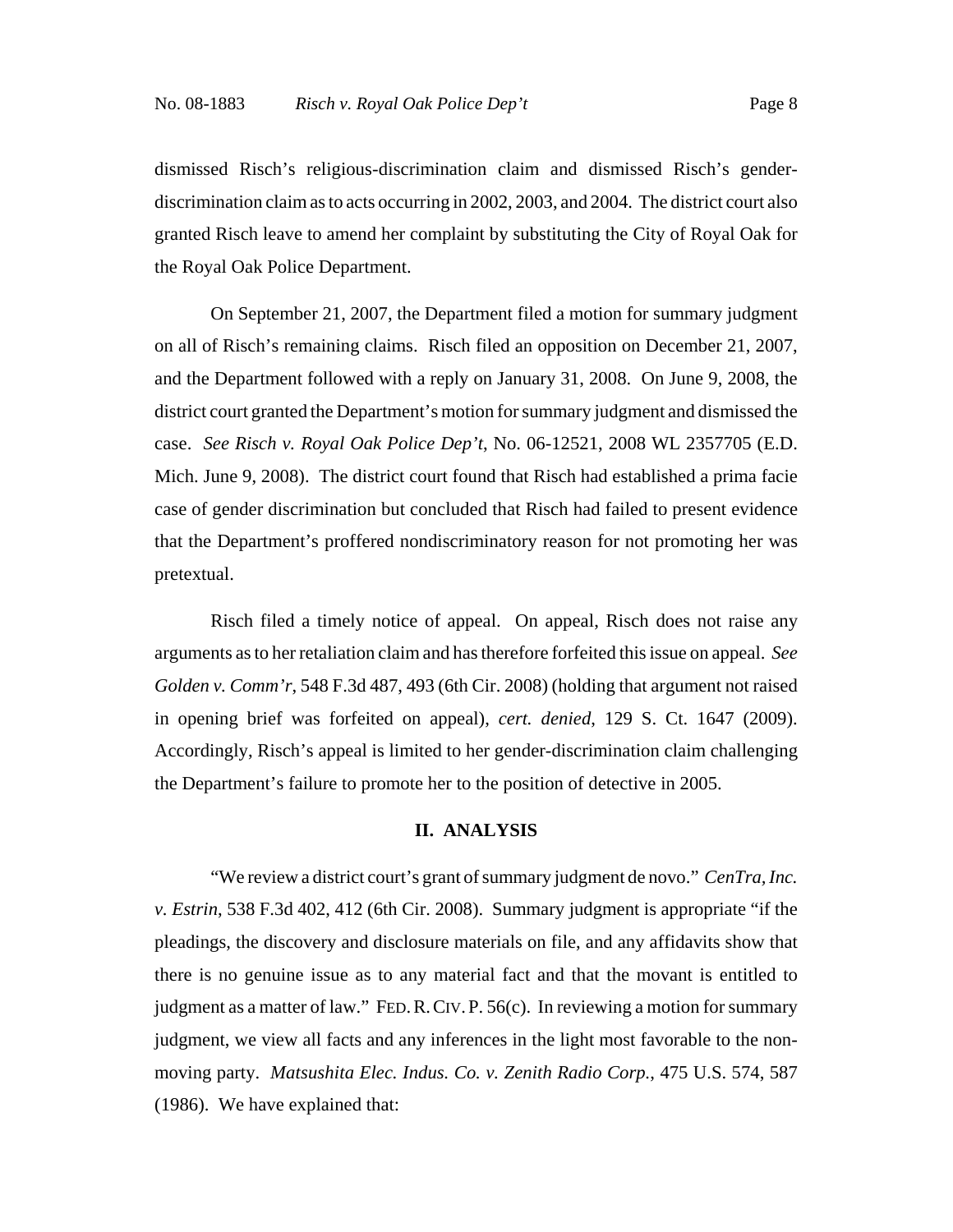dismissed Risch's religious-discrimination claim and dismissed Risch's gender-discrimination claim as to acts occurring in 2002, 2003, and 2004. The district court also granted Risch leave to amend her complaint by substituting the City of Royal Oak for the Royal Oak Police Department.

On September 21, 2007, the Department filed a motion for summary judgment on all of Risch's remaining claims. Risch filed an opposition on December 21, 2007, and the Department followed with a reply on January 31, 2008. On June 9, 2008, the district court granted the Department's motion for summary judgment and dismissed the case. *See Risch v. Royal Oak Police Dep't*, No. 06-12521, 2008 WL 2357705 (E.D. Mich. June 9, 2008). The district court found that Risch had established a prima facie case of gender discrimination but concluded that Risch had failed to present evidence that the Department's proffered nondiscriminatory reason for not promoting her was pretextual.

Risch filed a timely notice of appeal. On appeal, Risch does not raise any arguments as to her retaliation claim and has therefore forfeited this issue on appeal. *See Golden v. Comm'r*, 548 F.3d 487, 493 (6th Cir. 2008) (holding that argument not raised in opening brief was forfeited on appeal), *cert. denied*, 129 S. Ct. 1647 (2009). Accordingly, Risch's appeal is limited to her gender-discrimination claim challenging the Department's failure to promote her to the position of detective in 2005.

## II. ANALYSIS

"We review a district court's grant of summary judgment de novo." *CenTra, Inc. v. Estrin*, 538 F.3d 402, 412 (6th Cir. 2008). Summary judgment is appropriate "if the pleadings, the discovery and disclosure materials on file, and any affidavits show that there is no genuine issue as to any material fact and that the movant is entitled to judgment as a matter of law." FED. R. CIV. P. 56(c). In reviewing a motion for summary judgment, we view all facts and any inferences in the light most favorable to the non-moving party. *Matsushita Elec. Indus. Co. v. Zenith Radio Corp.*, 475 U.S. 574, 587 (1986). We have explained that: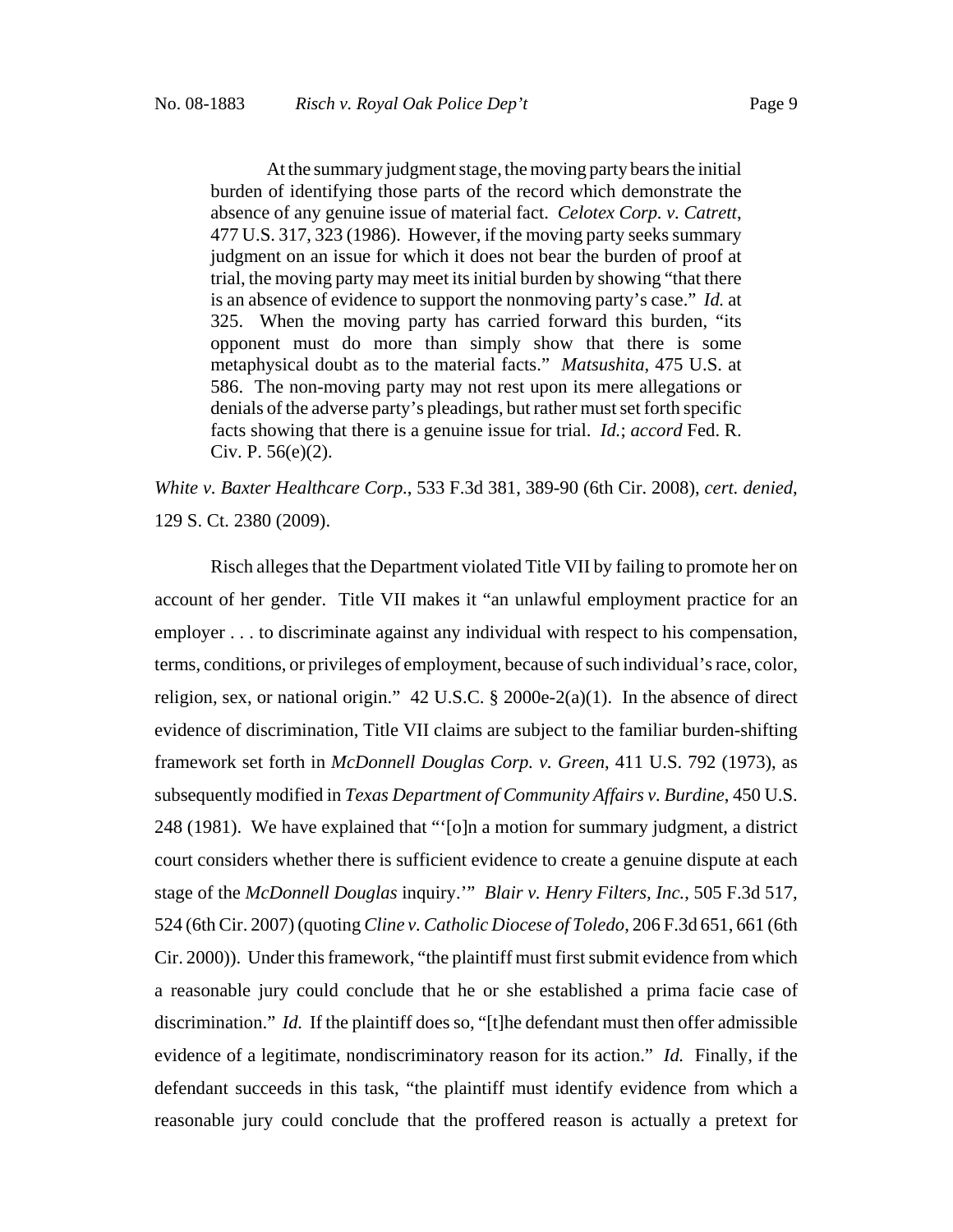> At the summary judgment stage, the moving party bears the initial burden of identifying those parts of the record which demonstrate the absence of any genuine issue of material fact. *Celotex Corp. v. Catrett*, 477 U.S. 317, 323 (1986). However, if the moving party seeks summary judgment on an issue for which it does not bear the burden of proof at trial, the moving party may meet its initial burden by showing "that there is an absence of evidence to support the nonmoving party's case." *Id.* at 325. When the moving party has carried forward this burden, "its opponent must do more than simply show that there is some metaphysical doubt as to the material facts." *Matsushita*, 475 U.S. at 586. The non-moving party may not rest upon its mere allegations or denials of the adverse party's pleadings, but rather must set forth specific facts showing that there is a genuine issue for trial. *Id.*; *accord* Fed. R. Civ. P. 56(e)(2).

*White v. Baxter Healthcare Corp.*, 533 F.3d 381, 389-90 (6th Cir. 2008), *cert. denied*, 129 S. Ct. 2380 (2009).

Risch alleges that the Department violated Title VII by failing to promote her on account of her gender. Title VII makes it "an unlawful employment practice for an employer . . . to discriminate against any individual with respect to his compensation, terms, conditions, or privileges of employment, because of such individual's race, color, religion, sex, or national origin." 42 U.S.C. § 2000e-2(a)(1). In the absence of direct evidence of discrimination, Title VII claims are subject to the familiar burden-shifting framework set forth in *McDonnell Douglas Corp. v. Green*, 411 U.S. 792 (1973), as subsequently modified in *Texas Department of Community Affairs v. Burdine*, 450 U.S. 248 (1981). We have explained that "'[o]n a motion for summary judgment, a district court considers whether there is sufficient evidence to create a genuine dispute at each stage of the *McDonnell Douglas* inquiry.'" *Blair v. Henry Filters, Inc.*, 505 F.3d 517, 524 (6th Cir. 2007) (quoting *Cline v. Catholic Diocese of Toledo*, 206 F.3d 651, 661 (6th Cir. 2000)). Under this framework, "the plaintiff must first submit evidence from which a reasonable jury could conclude that he or she established a prima facie case of discrimination." *Id.* If the plaintiff does so, "[t]he defendant must then offer admissible evidence of a legitimate, nondiscriminatory reason for its action." *Id.* Finally, if the defendant succeeds in this task, "the plaintiff must identify evidence from which a reasonable jury could conclude that the proffered reason is actually a pretext for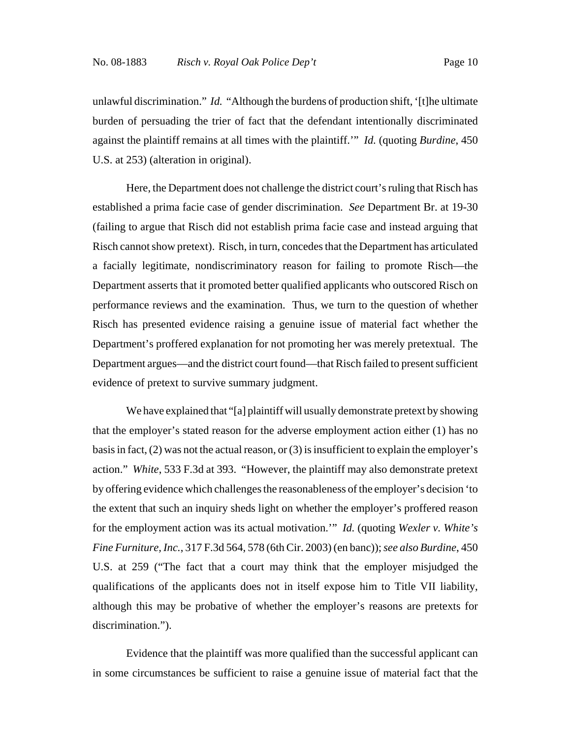unlawful discrimination." *Id.* "Although the burdens of production shift, '[t]he ultimate burden of persuading the trier of fact that the defendant intentionally discriminated against the plaintiff remains at all times with the plaintiff.'" *Id.* (quoting *Burdine*, 450 U.S. at 253) (alteration in original).

Here, the Department does not challenge the district court's ruling that Risch has established a prima facie case of gender discrimination. *See* Department Br. at 19-30 (failing to argue that Risch did not establish prima facie case and instead arguing that Risch cannot show pretext). Risch, in turn, concedes that the Department has articulated a facially legitimate, nondiscriminatory reason for failing to promote Risch—the Department asserts that it promoted better qualified applicants who outscored Risch on performance reviews and the examination. Thus, we turn to the question of whether Risch has presented evidence raising a genuine issue of material fact whether the Department's proffered explanation for not promoting her was merely pretextual. The Department argues—and the district court found—that Risch failed to present sufficient evidence of pretext to survive summary judgment.

We have explained that "[a] plaintiff will usually demonstrate pretext by showing that the employer's stated reason for the adverse employment action either (1) has no basis in fact, (2) was not the actual reason, or (3) is insufficient to explain the employer's action." *White*, 533 F.3d at 393. "However, the plaintiff may also demonstrate pretext by offering evidence which challenges the reasonableness of the employer's decision 'to the extent that such an inquiry sheds light on whether the employer's proffered reason for the employment action was its actual motivation.'" *Id.* (quoting *Wexler v. White's Fine Furniture, Inc.*, 317 F.3d 564, 578 (6th Cir. 2003) (en banc)); *see also Burdine*, 450 U.S. at 259 ("The fact that a court may think that the employer misjudged the qualifications of the applicants does not in itself expose him to Title VII liability, although this may be probative of whether the employer's reasons are pretexts for discrimination.").

Evidence that the plaintiff was more qualified than the successful applicant can in some circumstances be sufficient to raise a genuine issue of material fact that the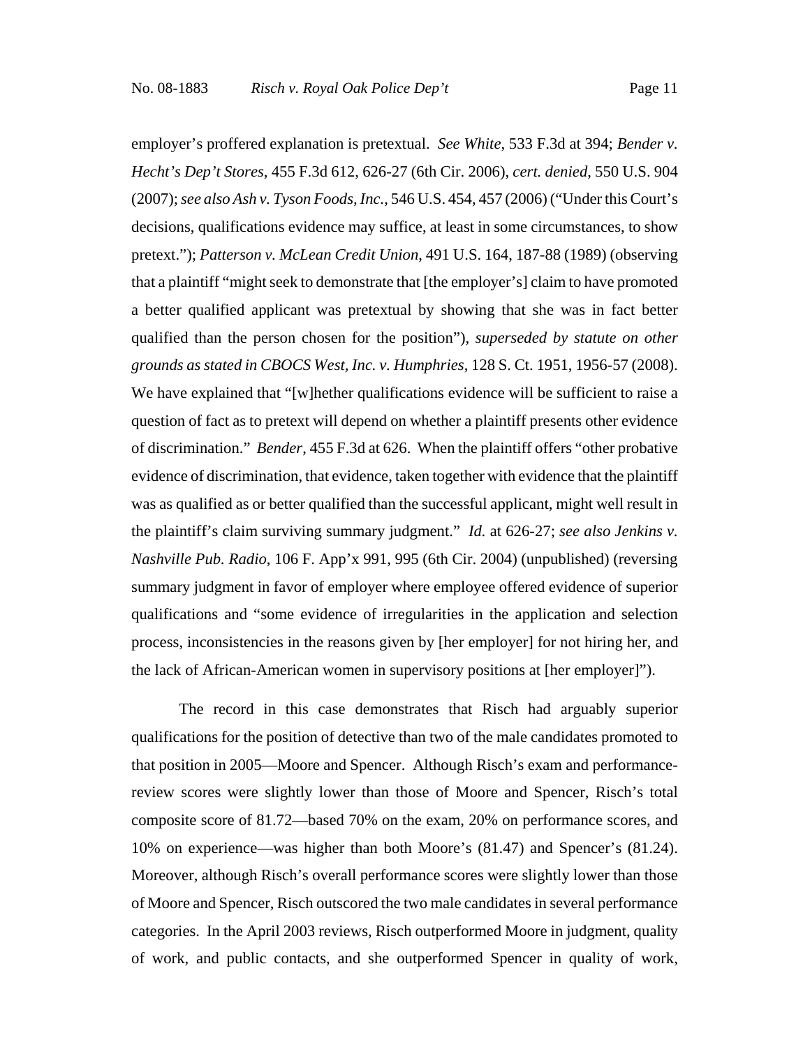employer's proffered explanation is pretextual. *See White*, 533 F.3d at 394; *Bender v. Hecht's Dep't Stores*, 455 F.3d 612, 626-27 (6th Cir. 2006), *cert. denied*, 550 U.S. 904 (2007); *see also Ash v. Tyson Foods, Inc.*, 546 U.S. 454, 457 (2006) ("Under this Court's decisions, qualifications evidence may suffice, at least in some circumstances, to show pretext."); *Patterson v. McLean Credit Union*, 491 U.S. 164, 187-88 (1989) (observing that a plaintiff "might seek to demonstrate that [the employer's] claim to have promoted a better qualified applicant was pretextual by showing that she was in fact better qualified than the person chosen for the position"), *superseded by statute on other grounds as stated in CBOCS West, Inc. v. Humphries*, 128 S. Ct. 1951, 1956-57 (2008). We have explained that "[w]hether qualifications evidence will be sufficient to raise a question of fact as to pretext will depend on whether a plaintiff presents other evidence of discrimination." *Bender*, 455 F.3d at 626. When the plaintiff offers "other probative evidence of discrimination, that evidence, taken together with evidence that the plaintiff was as qualified as or better qualified than the successful applicant, might well result in the plaintiff's claim surviving summary judgment." *Id.* at 626-27; *see also Jenkins v. Nashville Pub. Radio*, 106 F. App'x 991, 995 (6th Cir. 2004) (unpublished) (reversing summary judgment in favor of employer where employee offered evidence of superior qualifications and "some evidence of irregularities in the application and selection process, inconsistencies in the reasons given by [her employer] for not hiring her, and the lack of African-American women in supervisory positions at [her employer]").

The record in this case demonstrates that Risch had arguably superior qualifications for the position of detective than two of the male candidates promoted to that position in 2005—Moore and Spencer. Although Risch's exam and performance-review scores were slightly lower than those of Moore and Spencer, Risch's total composite score of 81.72—based 70% on the exam, 20% on performance scores, and 10% on experience—was higher than both Moore's (81.47) and Spencer's (81.24). Moreover, although Risch's overall performance scores were slightly lower than those of Moore and Spencer, Risch outscored the two male candidates in several performance categories. In the April 2003 reviews, Risch outperformed Moore in judgment, quality of work, and public contacts, and she outperformed Spencer in quality of work,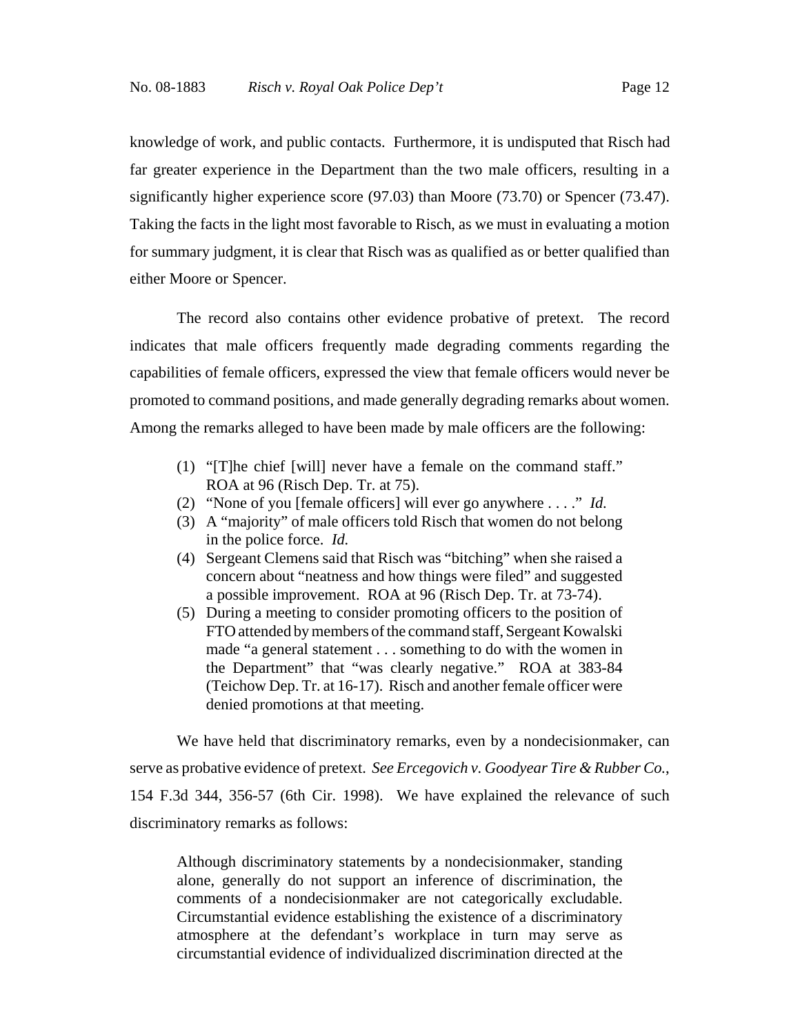knowledge of work, and public contacts. Furthermore, it is undisputed that Risch had far greater experience in the Department than the two male officers, resulting in a significantly higher experience score (97.03) than Moore (73.70) or Spencer (73.47). Taking the facts in the light most favorable to Risch, as we must in evaluating a motion for summary judgment, it is clear that Risch was as qualified as or better qualified than either Moore or Spencer.

The record also contains other evidence probative of pretext. The record indicates that male officers frequently made degrading comments regarding the capabilities of female officers, expressed the view that female officers would never be promoted to command positions, and made generally degrading remarks about women. Among the remarks alleged to have been made by male officers are the following:

(1) "[T]he chief [will] never have a female on the command staff." ROA at 96 (Risch Dep. Tr. at 75).
(2) "None of you [female officers] will ever go anywhere . . . ." *Id.*
(3) A "majority" of male officers told Risch that women do not belong in the police force. *Id.*
(4) Sergeant Clemens said that Risch was "bitching" when she raised a concern about "neatness and how things were filed" and suggested a possible improvement. ROA at 96 (Risch Dep. Tr. at 73-74).
(5) During a meeting to consider promoting officers to the position of FTO attended by members of the command staff, Sergeant Kowalski made "a general statement . . . something to do with the women in the Department" that "was clearly negative." ROA at 383-84 (Teichow Dep. Tr. at 16-17). Risch and another female officer were denied promotions at that meeting.

We have held that discriminatory remarks, even by a nondecisionmaker, can serve as probative evidence of pretext. *See Ercegovich v. Goodyear Tire & Rubber Co.*, 154 F.3d 344, 356-57 (6th Cir. 1998). We have explained the relevance of such discriminatory remarks as follows:

> Although discriminatory statements by a nondecisionmaker, standing alone, generally do not support an inference of discrimination, the comments of a nondecisionmaker are not categorically excludable. Circumstantial evidence establishing the existence of a discriminatory atmosphere at the defendant's workplace in turn may serve as circumstantial evidence of individualized discrimination directed at the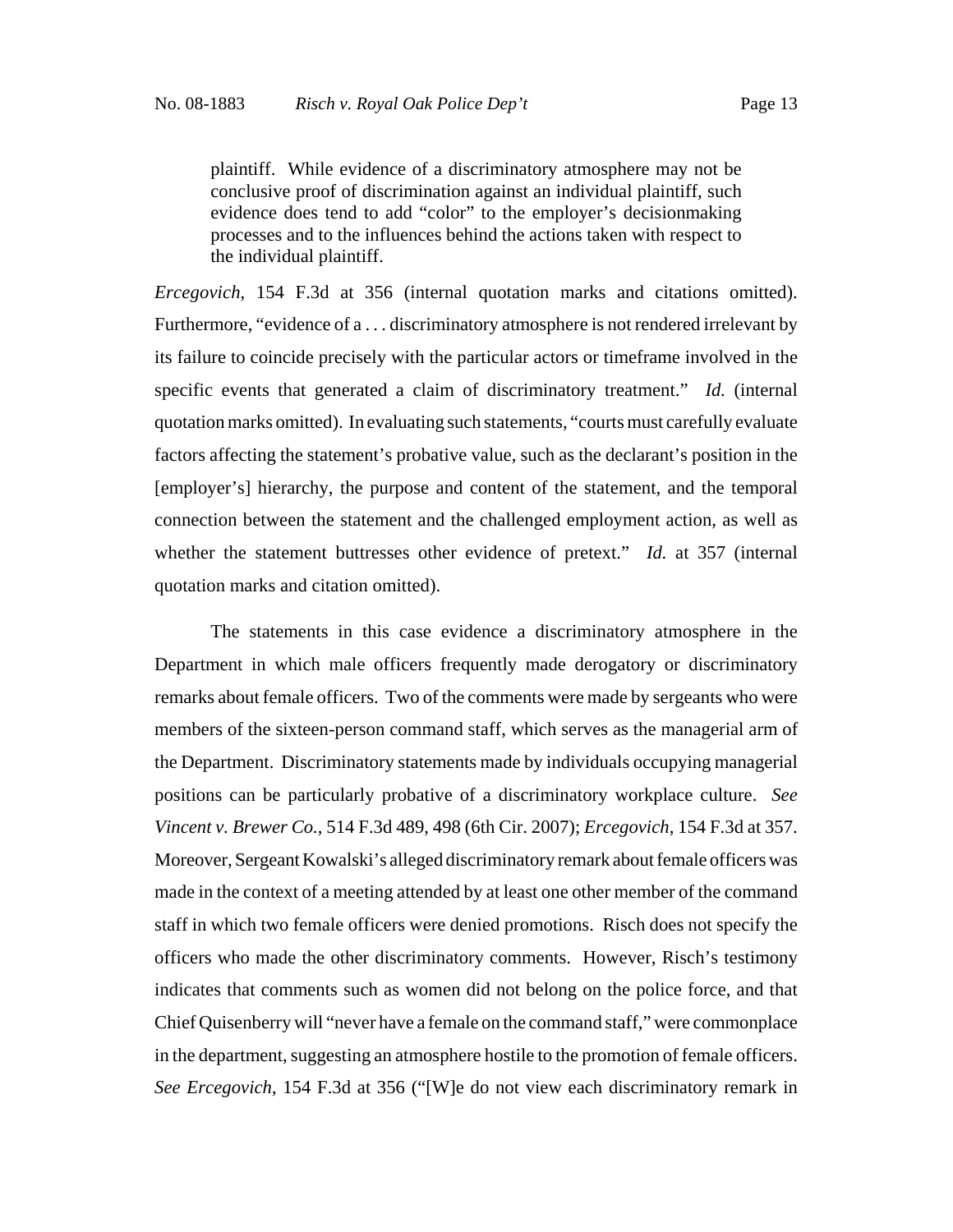> plaintiff. While evidence of a discriminatory atmosphere may not be conclusive proof of discrimination against an individual plaintiff, such evidence does tend to add "color" to the employer's decisionmaking processes and to the influences behind the actions taken with respect to the individual plaintiff.

*Ercegovich*, 154 F.3d at 356 (internal quotation marks and citations omitted). Furthermore, "evidence of a . . . discriminatory atmosphere is not rendered irrelevant by its failure to coincide precisely with the particular actors or timeframe involved in the specific events that generated a claim of discriminatory treatment." *Id.* (internal quotation marks omitted). In evaluating such statements, "courts must carefully evaluate factors affecting the statement's probative value, such as the declarant's position in the [employer's] hierarchy, the purpose and content of the statement, and the temporal connection between the statement and the challenged employment action, as well as whether the statement buttresses other evidence of pretext." *Id.* at 357 (internal quotation marks and citation omitted).

The statements in this case evidence a discriminatory atmosphere in the Department in which male officers frequently made derogatory or discriminatory remarks about female officers. Two of the comments were made by sergeants who were members of the sixteen-person command staff, which serves as the managerial arm of the Department. Discriminatory statements made by individuals occupying managerial positions can be particularly probative of a discriminatory workplace culture. *See Vincent v. Brewer Co.*, 514 F.3d 489, 498 (6th Cir. 2007); *Ercegovich*, 154 F.3d at 357. Moreover, Sergeant Kowalski's alleged discriminatory remark about female officers was made in the context of a meeting attended by at least one other member of the command staff in which two female officers were denied promotions. Risch does not specify the officers who made the other discriminatory comments. However, Risch's testimony indicates that comments such as women did not belong on the police force, and that Chief Quisenberry will "never have a female on the command staff," were commonplace in the department, suggesting an atmosphere hostile to the promotion of female officers. *See Ercegovich*, 154 F.3d at 356 ("[W]e do not view each discriminatory remark in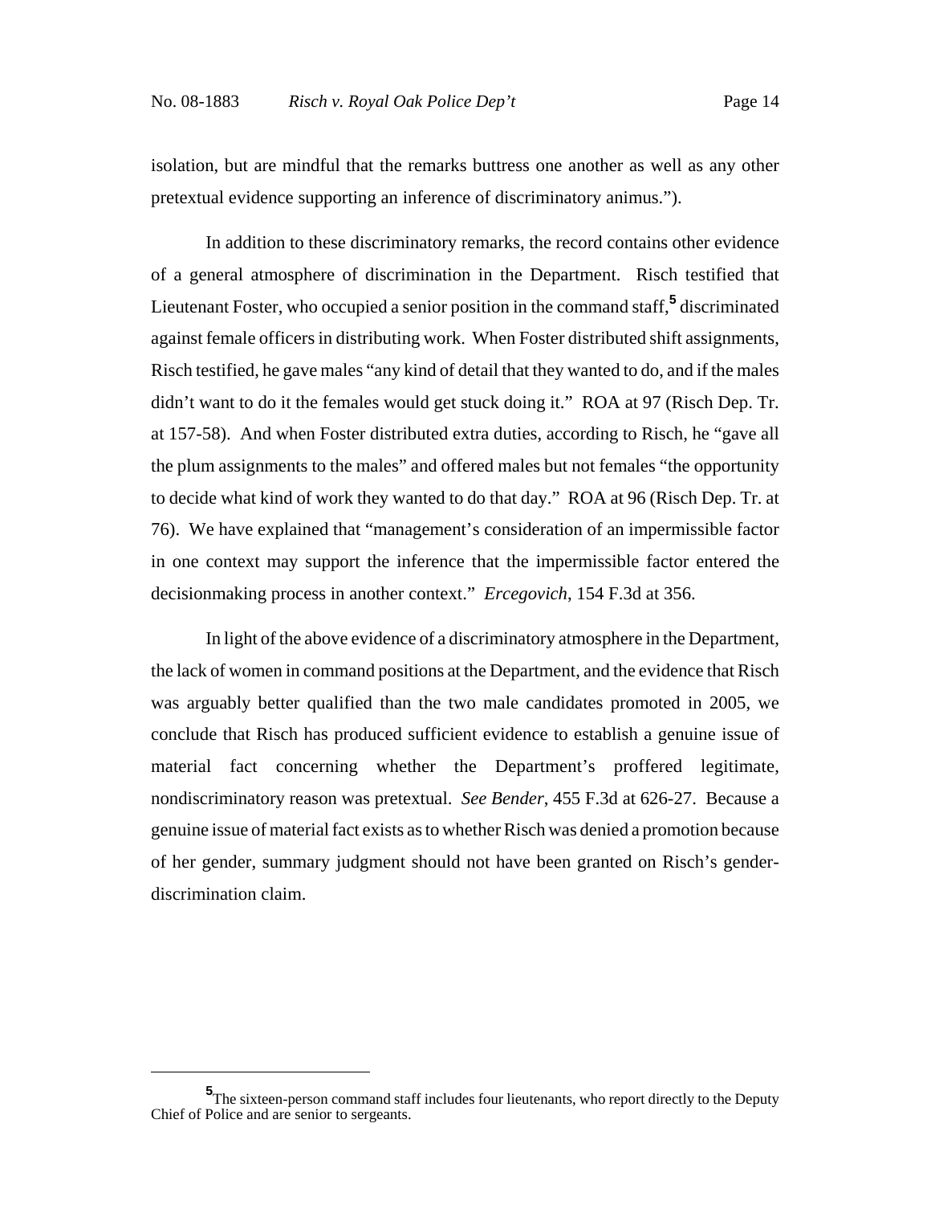isolation, but are mindful that the remarks buttress one another as well as any other pretextual evidence supporting an inference of discriminatory animus.").

In addition to these discriminatory remarks, the record contains other evidence of a general atmosphere of discrimination in the Department. Risch testified that Lieutenant Foster, who occupied a senior position in the command staff,[5] discriminated against female officers in distributing work. When Foster distributed shift assignments, Risch testified, he gave males "any kind of detail that they wanted to do, and if the males didn't want to do it the females would get stuck doing it." ROA at 97 (Risch Dep. Tr. at 157-58). And when Foster distributed extra duties, according to Risch, he "gave all the plum assignments to the males" and offered males but not females "the opportunity to decide what kind of work they wanted to do that day." ROA at 96 (Risch Dep. Tr. at 76). We have explained that "management's consideration of an impermissible factor in one context may support the inference that the impermissible factor entered the decisionmaking process in another context." *Ercegovich*, 154 F.3d at 356.

In light of the above evidence of a discriminatory atmosphere in the Department, the lack of women in command positions at the Department, and the evidence that Risch was arguably better qualified than the two male candidates promoted in 2005, we conclude that Risch has produced sufficient evidence to establish a genuine issue of material fact concerning whether the Department's proffered legitimate, nondiscriminatory reason was pretextual. *See Bender*, 455 F.3d at 626-27. Because a genuine issue of material fact exists as to whether Risch was denied a promotion because of her gender, summary judgment should not have been granted on Risch's gender-discrimination claim.

---

[5] The sixteen-person command staff includes four lieutenants, who report directly to the Deputy Chief of Police and are senior to sergeants.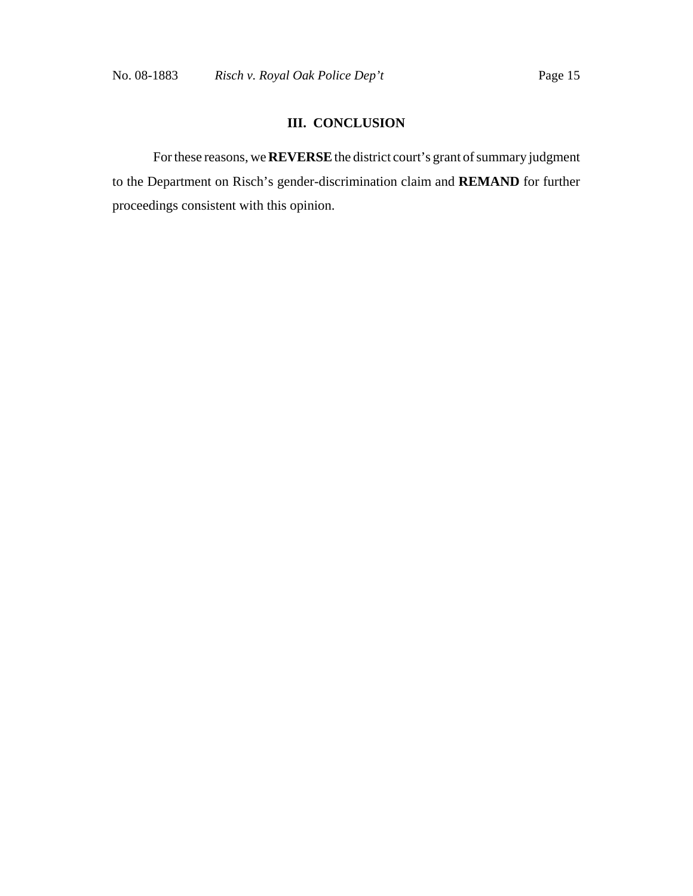## III. CONCLUSION

For these reasons, we **REVERSE** the district court's grant of summary judgment to the Department on Risch's gender-discrimination claim and **REMAND** for further proceedings consistent with this opinion.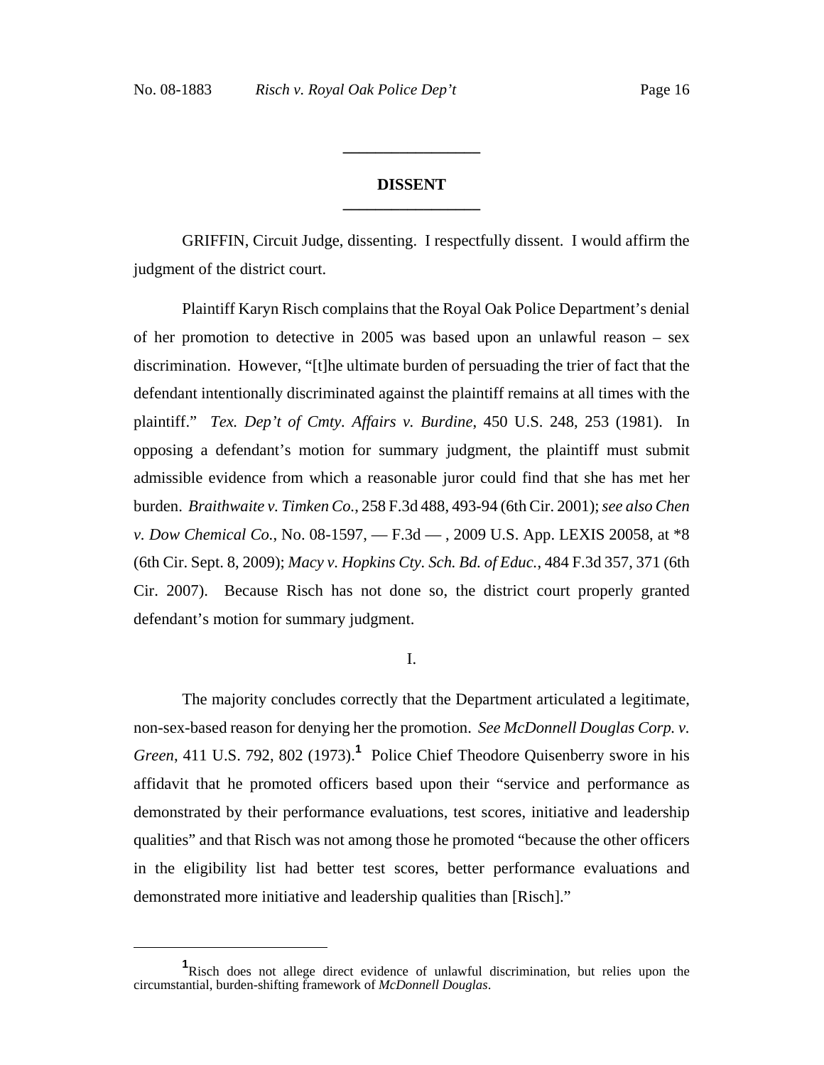## DISSENT

GRIFFIN, Circuit Judge, dissenting. I respectfully dissent. I would affirm the judgment of the district court.

Plaintiff Karyn Risch complains that the Royal Oak Police Department's denial of her promotion to detective in 2005 was based upon an unlawful reason – sex discrimination. However, "[t]he ultimate burden of persuading the trier of fact that the defendant intentionally discriminated against the plaintiff remains at all times with the plaintiff." *Tex. Dep't of Cmty. Affairs v. Burdine*, 450 U.S. 248, 253 (1981). In opposing a defendant's motion for summary judgment, the plaintiff must submit admissible evidence from which a reasonable juror could find that she has met her burden. *Braithwaite v. Timken Co.*, 258 F.3d 488, 493-94 (6th Cir. 2001); *see also Chen v. Dow Chemical Co.*, No. 08-1597, — F.3d — , 2009 U.S. App. LEXIS 20058, at *8 (6th Cir. Sept. 8, 2009); *Macy v. Hopkins Cty. Sch. Bd. of Educ.*, 484 F.3d 357, 371 (6th Cir. 2007). Because Risch has not done so, the district court properly granted defendant's motion for summary judgment.

I.

The majority concludes correctly that the Department articulated a legitimate, non-sex-based reason for denying her the promotion. *See McDonnell Douglas Corp. v. Green*, 411 U.S. 792, 802 (1973).[1] Police Chief Theodore Quisenberry swore in his affidavit that he promoted officers based upon their "service and performance as demonstrated by their performance evaluations, test scores, initiative and leadership qualities" and that Risch was not among those he promoted "because the other officers in the eligibility list had better test scores, better performance evaluations and demonstrated more initiative and leadership qualities than [Risch]."

[1] Risch does not allege direct evidence of unlawful discrimination, but relies upon the circumstantial, burden-shifting framework of *McDonnell Douglas*.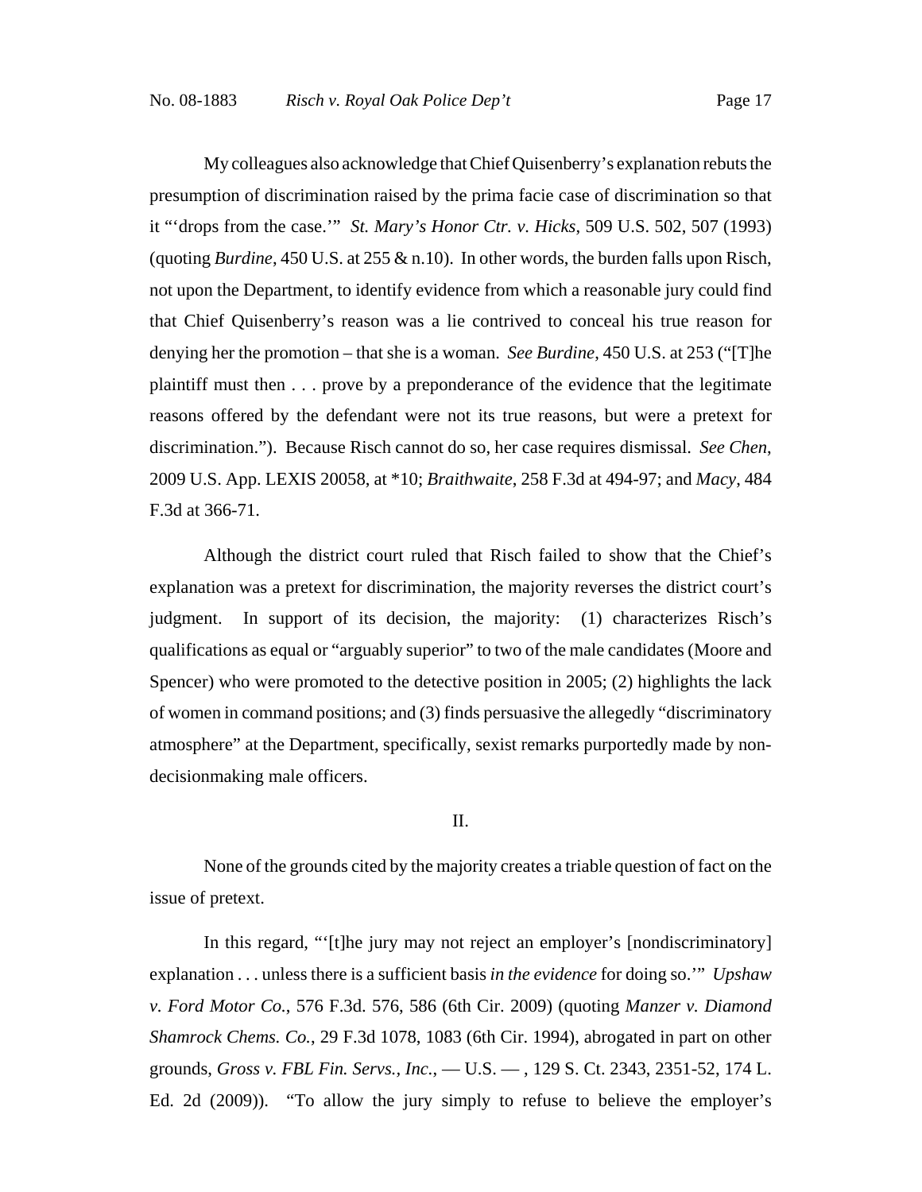My colleagues also acknowledge that Chief Quisenberry's explanation rebuts the presumption of discrimination raised by the prima facie case of discrimination so that it "'drops from the case.'" *St. Mary's Honor Ctr. v. Hicks*, 509 U.S. 502, 507 (1993) (quoting *Burdine*, 450 U.S. at 255 & n.10). In other words, the burden falls upon Risch, not upon the Department, to identify evidence from which a reasonable jury could find that Chief Quisenberry's reason was a lie contrived to conceal his true reason for denying her the promotion – that she is a woman. *See Burdine*, 450 U.S. at 253 ("[T]he plaintiff must then . . . prove by a preponderance of the evidence that the legitimate reasons offered by the defendant were not its true reasons, but were a pretext for discrimination."). Because Risch cannot do so, her case requires dismissal. *See Chen*, 2009 U.S. App. LEXIS 20058, at *10; *Braithwaite*, 258 F.3d at 494-97; and *Macy*, 484 F.3d at 366-71.

Although the district court ruled that Risch failed to show that the Chief's explanation was a pretext for discrimination, the majority reverses the district court's judgment. In support of its decision, the majority: (1) characterizes Risch's qualifications as equal or "arguably superior" to two of the male candidates (Moore and Spencer) who were promoted to the detective position in 2005; (2) highlights the lack of women in command positions; and (3) finds persuasive the allegedly "discriminatory atmosphere" at the Department, specifically, sexist remarks purportedly made by non-decisionmaking male officers.

## II.

None of the grounds cited by the majority creates a triable question of fact on the issue of pretext.

In this regard, "'[t]he jury may not reject an employer's [nondiscriminatory] explanation . . . unless there is a sufficient basis *in the evidence* for doing so.'" *Upshaw v. Ford Motor Co.*, 576 F.3d. 576, 586 (6th Cir. 2009) (quoting *Manzer v. Diamond Shamrock Chems. Co.*, 29 F.3d 1078, 1083 (6th Cir. 1994), abrogated in part on other grounds, *Gross v. FBL Fin. Servs., Inc.*, — U.S. — , 129 S. Ct. 2343, 2351-52, 174 L. Ed. 2d (2009)). "To allow the jury simply to refuse to believe the employer's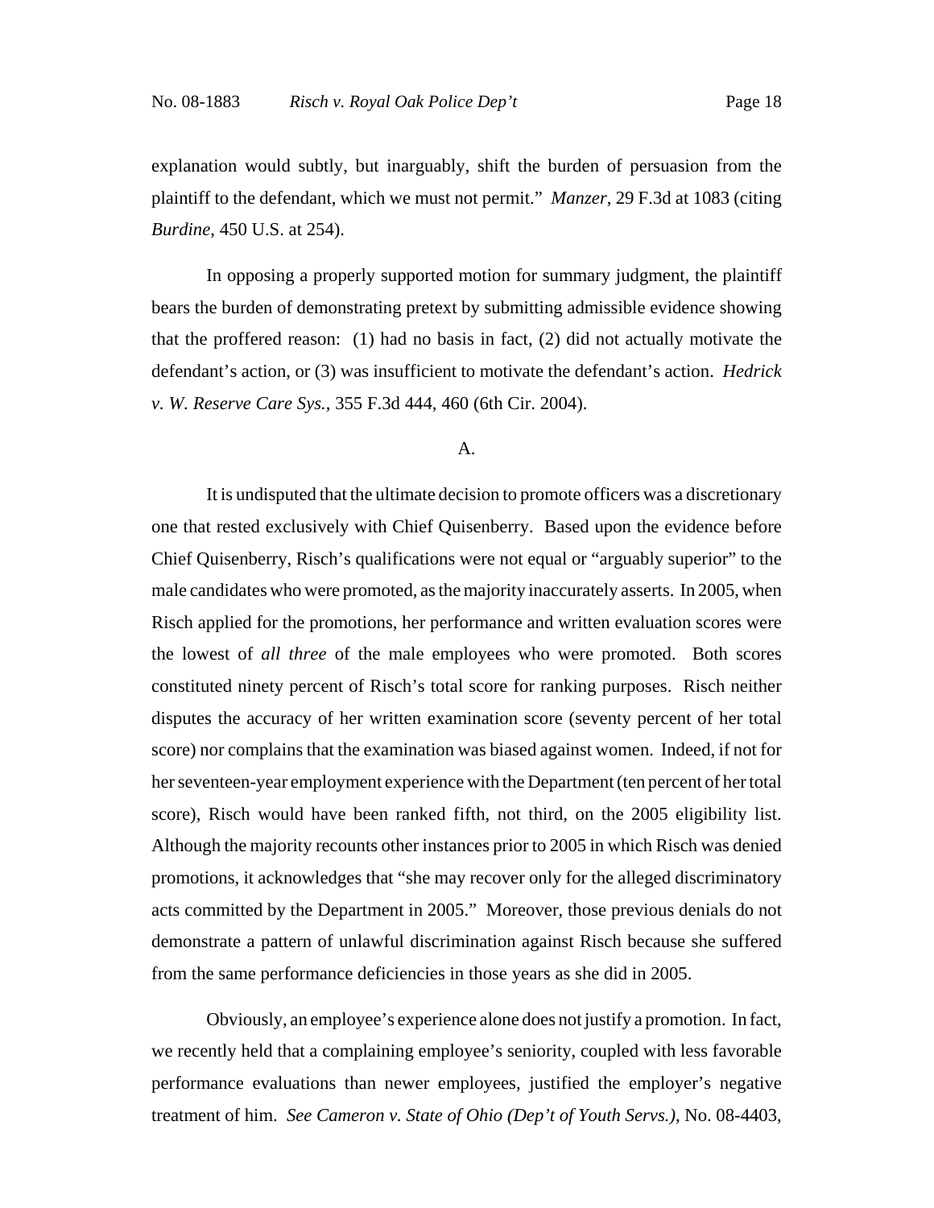explanation would subtly, but inarguably, shift the burden of persuasion from the plaintiff to the defendant, which we must not permit." *Manzer*, 29 F.3d at 1083 (citing *Burdine*, 450 U.S. at 254).

In opposing a properly supported motion for summary judgment, the plaintiff bears the burden of demonstrating pretext by submitting admissible evidence showing that the proffered reason: (1) had no basis in fact, (2) did not actually motivate the defendant's action, or (3) was insufficient to motivate the defendant's action. *Hedrick v. W. Reserve Care Sys.*, 355 F.3d 444, 460 (6th Cir. 2004).

A.

It is undisputed that the ultimate decision to promote officers was a discretionary one that rested exclusively with Chief Quisenberry. Based upon the evidence before Chief Quisenberry, Risch's qualifications were not equal or "arguably superior" to the male candidates who were promoted, as the majority inaccurately asserts. In 2005, when Risch applied for the promotions, her performance and written evaluation scores were the lowest of *all three* of the male employees who were promoted. Both scores constituted ninety percent of Risch's total score for ranking purposes. Risch neither disputes the accuracy of her written examination score (seventy percent of her total score) nor complains that the examination was biased against women. Indeed, if not for her seventeen-year employment experience with the Department (ten percent of her total score), Risch would have been ranked fifth, not third, on the 2005 eligibility list. Although the majority recounts other instances prior to 2005 in which Risch was denied promotions, it acknowledges that "she may recover only for the alleged discriminatory acts committed by the Department in 2005." Moreover, those previous denials do not demonstrate a pattern of unlawful discrimination against Risch because she suffered from the same performance deficiencies in those years as she did in 2005.

Obviously, an employee's experience alone does not justify a promotion. In fact, we recently held that a complaining employee's seniority, coupled with less favorable performance evaluations than newer employees, justified the employer's negative treatment of him. *See Cameron v. State of Ohio (Dep't of Youth Servs.)*, No. 08-4403,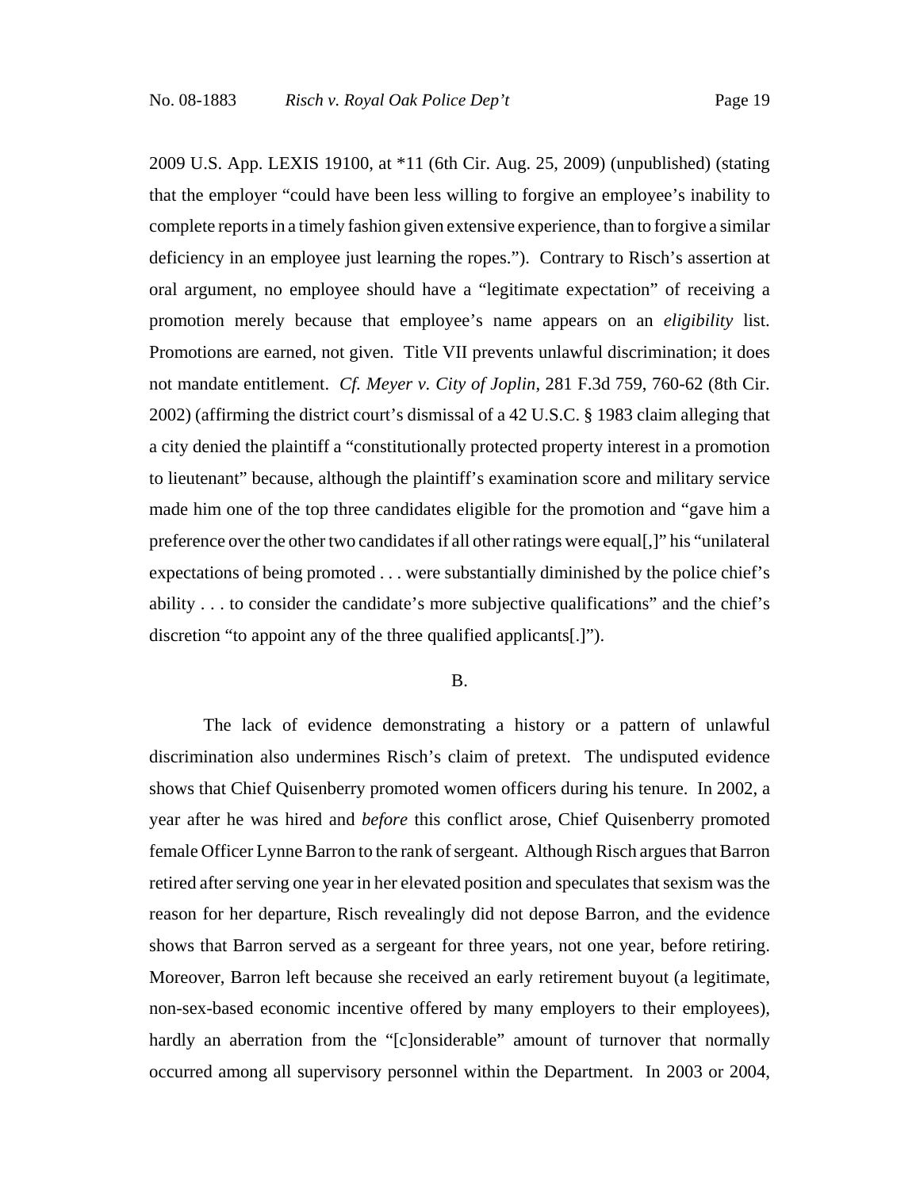2009 U.S. App. LEXIS 19100, at *11 (6th Cir. Aug. 25, 2009) (unpublished) (stating that the employer "could have been less willing to forgive an employee's inability to complete reports in a timely fashion given extensive experience, than to forgive a similar deficiency in an employee just learning the ropes."). Contrary to Risch's assertion at oral argument, no employee should have a "legitimate expectation" of receiving a promotion merely because that employee's name appears on an *eligibility* list. Promotions are earned, not given. Title VII prevents unlawful discrimination; it does not mandate entitlement. *Cf. Meyer v. City of Joplin*, 281 F.3d 759, 760-62 (8th Cir. 2002) (affirming the district court's dismissal of a 42 U.S.C. § 1983 claim alleging that a city denied the plaintiff a "constitutionally protected property interest in a promotion to lieutenant" because, although the plaintiff's examination score and military service made him one of the top three candidates eligible for the promotion and "gave him a preference over the other two candidates if all other ratings were equal[,]" his "unilateral expectations of being promoted . . . were substantially diminished by the police chief's ability . . . to consider the candidate's more subjective qualifications" and the chief's discretion "to appoint any of the three qualified applicants[.]").

B.

The lack of evidence demonstrating a history or a pattern of unlawful discrimination also undermines Risch's claim of pretext. The undisputed evidence shows that Chief Quisenberry promoted women officers during his tenure. In 2002, a year after he was hired and *before* this conflict arose, Chief Quisenberry promoted female Officer Lynne Barron to the rank of sergeant. Although Risch argues that Barron retired after serving one year in her elevated position and speculates that sexism was the reason for her departure, Risch revealingly did not depose Barron, and the evidence shows that Barron served as a sergeant for three years, not one year, before retiring. Moreover, Barron left because she received an early retirement buyout (a legitimate, non-sex-based economic incentive offered by many employers to their employees), hardly an aberration from the "[c]onsiderable" amount of turnover that normally occurred among all supervisory personnel within the Department. In 2003 or 2004,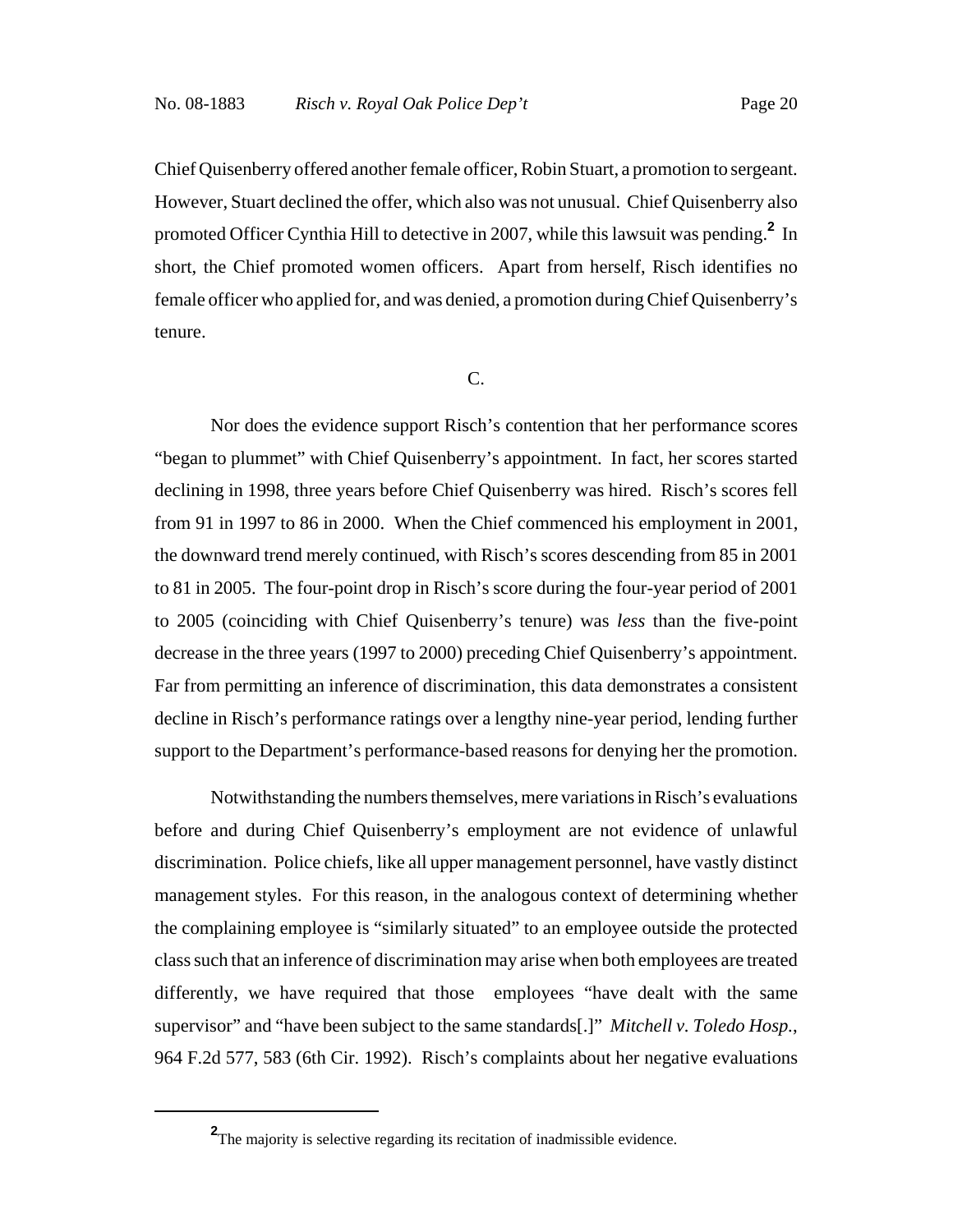Chief Quisenberry offered another female officer, Robin Stuart, a promotion to sergeant. However, Stuart declined the offer, which also was not unusual. Chief Quisenberry also promoted Officer Cynthia Hill to detective in 2007, while this lawsuit was pending.[2] In short, the Chief promoted women officers. Apart from herself, Risch identifies no female officer who applied for, and was denied, a promotion during Chief Quisenberry's tenure.

C.

Nor does the evidence support Risch's contention that her performance scores "began to plummet" with Chief Quisenberry's appointment. In fact, her scores started declining in 1998, three years before Chief Quisenberry was hired. Risch's scores fell from 91 in 1997 to 86 in 2000. When the Chief commenced his employment in 2001, the downward trend merely continued, with Risch's scores descending from 85 in 2001 to 81 in 2005. The four-point drop in Risch's score during the four-year period of 2001 to 2005 (coinciding with Chief Quisenberry's tenure) was *less* than the five-point decrease in the three years (1997 to 2000) preceding Chief Quisenberry's appointment. Far from permitting an inference of discrimination, this data demonstrates a consistent decline in Risch's performance ratings over a lengthy nine-year period, lending further support to the Department's performance-based reasons for denying her the promotion.

Notwithstanding the numbers themselves, mere variations in Risch's evaluations before and during Chief Quisenberry's employment are not evidence of unlawful discrimination. Police chiefs, like all upper management personnel, have vastly distinct management styles. For this reason, in the analogous context of determining whether the complaining employee is "similarly situated" to an employee outside the protected class such that an inference of discrimination may arise when both employees are treated differently, we have required that those employees "have dealt with the same supervisor" and "have been subject to the same standards[.]" *Mitchell v. Toledo Hosp.*, 964 F.2d 577, 583 (6th Cir. 1992). Risch's complaints about her negative evaluations

---

[2] The majority is selective regarding its recitation of inadmissible evidence.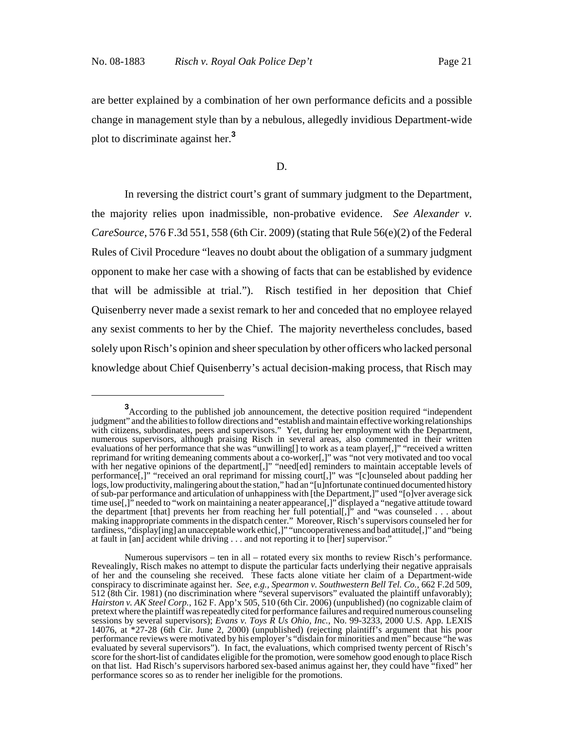are better explained by a combination of her own performance deficits and a possible change in management style than by a nebulous, allegedly invidious Department-wide plot to discriminate against her.[3]

D.

In reversing the district court's grant of summary judgment to the Department, the majority relies upon inadmissible, non-probative evidence. *See Alexander v. CareSource*, 576 F.3d 551, 558 (6th Cir. 2009) (stating that Rule 56(e)(2) of the Federal Rules of Civil Procedure "leaves no doubt about the obligation of a summary judgment opponent to make her case with a showing of facts that can be established by evidence that will be admissible at trial."). Risch testified in her deposition that Chief Quisenberry never made a sexist remark to her and conceded that no employee relayed any sexist comments to her by the Chief. The majority nevertheless concludes, based solely upon Risch's opinion and sheer speculation by other officers who lacked personal knowledge about Chief Quisenberry's actual decision-making process, that Risch may

---

[3] According to the published job announcement, the detective position required "independent judgment" and the abilities to follow directions and "establish and maintain effective working relationships with citizens, subordinates, peers and supervisors." Yet, during her employment with the Department, numerous supervisors, although praising Risch in several areas, also commented in their written evaluations of her performance that she was "unwilling[] to work as a team player[,]" "received a written reprimand for writing demeaning comments about a co-worker[,]" was "not very motivated and too vocal with her negative opinions of the department[,]" "need[ed] reminders to maintain acceptable levels of performance[,]" "received an oral reprimand for missing court[,]" was "[c]ounseled about padding her logs, low productivity, malingering about the station," had an "[u]nfortunate continued documented history of sub-par performance and articulation of unhappiness with [the Department,]" used "[o]ver average sick time use[,]" needed to "work on maintaining a neater appearance[,]" displayed a "negative attitude toward the department [that] prevents her from reaching her full potential[,]" and "was counseled . . . about making inappropriate comments in the dispatch center." Moreover, Risch's supervisors counseled her for tardiness, "display[ing] an unacceptable work ethic[,]" "uncooperativeness and bad attitude[,]" and "being at fault in [an] accident while driving . . . and not reporting it to [her] supervisor."

Numerous supervisors – ten in all – rotated every six months to review Risch's performance. Revealingly, Risch makes no attempt to dispute the particular facts underlying their negative appraisals of her and the counseling she received. These facts alone vitiate her claim of a Department-wide conspiracy to discriminate against her. *See, e.g., Spearmon v. Southwestern Bell Tel. Co.*, 662 F.2d 509, 512 (8th Cir. 1981) (no discrimination where "several supervisors" evaluated the plaintiff unfavorably); *Hairston v. AK Steel Corp.*, 162 F. App'x 505, 510 (6th Cir. 2006) (unpublished) (no cognizable claim of pretext where the plaintiff was repeatedly cited for performance failures and required numerous counseling sessions by several supervisors); *Evans v. Toys R Us Ohio, Inc.*, No. 99-3233, 2000 U.S. App. LEXIS 14076, at *27-28 (6th Cir. June 2, 2000) (unpublished) (rejecting plaintiff's argument that his poor performance reviews were motivated by his employer's "disdain for minorities and men" because "he was evaluated by several supervisors"). In fact, the evaluations, which comprised twenty percent of Risch's score for the short-list of candidates eligible for the promotion, were somehow good enough to place Risch on that list. Had Risch's supervisors harbored sex-based animus against her, they could have "fixed" her performance scores so as to render her ineligible for the promotions.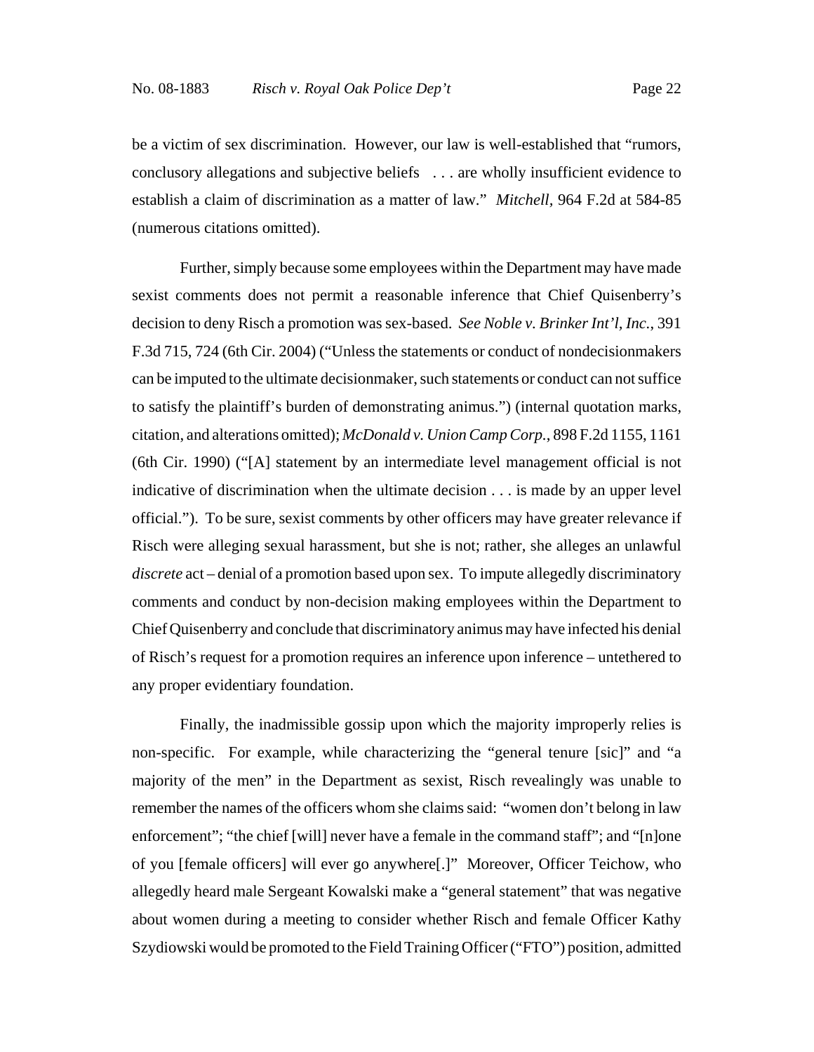be a victim of sex discrimination. However, our law is well-established that "rumors, conclusory allegations and subjective beliefs . . . are wholly insufficient evidence to establish a claim of discrimination as a matter of law." *Mitchell*, 964 F.2d at 584-85 (numerous citations omitted).

Further, simply because some employees within the Department may have made sexist comments does not permit a reasonable inference that Chief Quisenberry's decision to deny Risch a promotion was sex-based. *See Noble v. Brinker Int'l, Inc.*, 391 F.3d 715, 724 (6th Cir. 2004) ("Unless the statements or conduct of nondecisionmakers can be imputed to the ultimate decisionmaker, such statements or conduct can not suffice to satisfy the plaintiff's burden of demonstrating animus.") (internal quotation marks, citation, and alterations omitted); *McDonald v. Union Camp Corp.*, 898 F.2d 1155, 1161 (6th Cir. 1990) ("[A] statement by an intermediate level management official is not indicative of discrimination when the ultimate decision . . . is made by an upper level official."). To be sure, sexist comments by other officers may have greater relevance if Risch were alleging sexual harassment, but she is not; rather, she alleges an unlawful *discrete* act – denial of a promotion based upon sex. To impute allegedly discriminatory comments and conduct by non-decision making employees within the Department to Chief Quisenberry and conclude that discriminatory animus may have infected his denial of Risch's request for a promotion requires an inference upon inference – untethered to any proper evidentiary foundation.

Finally, the inadmissible gossip upon which the majority improperly relies is non-specific. For example, while characterizing the "general tenure [sic]" and "a majority of the men" in the Department as sexist, Risch revealingly was unable to remember the names of the officers whom she claims said: "women don't belong in law enforcement"; "the chief [will] never have a female in the command staff"; and "[n]one of you [female officers] will ever go anywhere[.]" Moreover, Officer Teichow, who allegedly heard male Sergeant Kowalski make a "general statement" that was negative about women during a meeting to consider whether Risch and female Officer Kathy Szydiowski would be promoted to the Field Training Officer ("FTO") position, admitted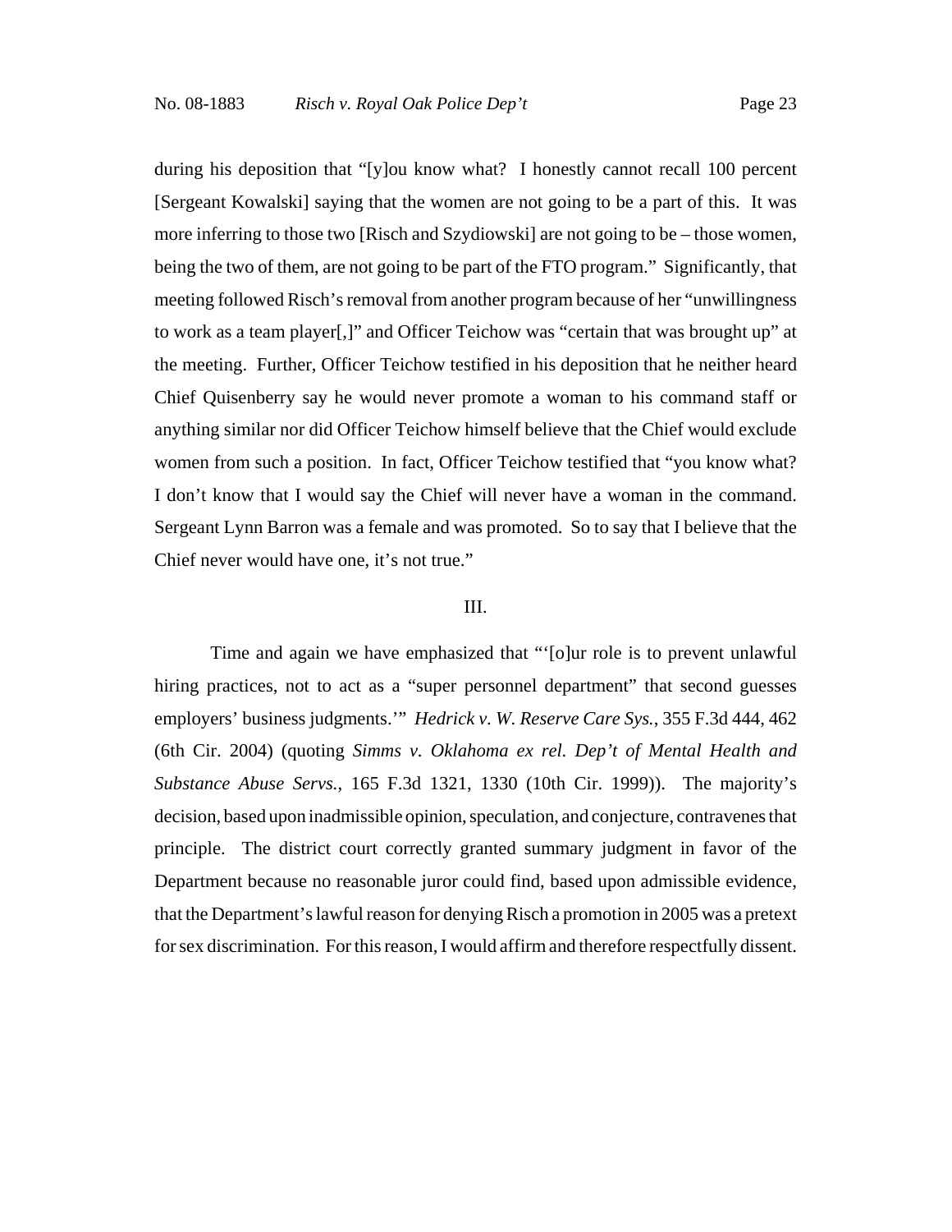during his deposition that "[y]ou know what? I honestly cannot recall 100 percent [Sergeant Kowalski] saying that the women are not going to be a part of this. It was more inferring to those two [Risch and Szydiowski] are not going to be – those women, being the two of them, are not going to be part of the FTO program." Significantly, that meeting followed Risch's removal from another program because of her "unwillingness to work as a team player[,]" and Officer Teichow was "certain that was brought up" at the meeting. Further, Officer Teichow testified in his deposition that he neither heard Chief Quisenberry say he would never promote a woman to his command staff or anything similar nor did Officer Teichow himself believe that the Chief would exclude women from such a position. In fact, Officer Teichow testified that "you know what? I don't know that I would say the Chief will never have a woman in the command. Sergeant Lynn Barron was a female and was promoted. So to say that I believe that the Chief never would have one, it's not true."

## III.

Time and again we have emphasized that "'[o]ur role is to prevent unlawful hiring practices, not to act as a "super personnel department" that second guesses employers' business judgments.'" *Hedrick v. W. Reserve Care Sys.*, 355 F.3d 444, 462 (6th Cir. 2004) (quoting *Simms v. Oklahoma ex rel. Dep't of Mental Health and Substance Abuse Servs.*, 165 F.3d 1321, 1330 (10th Cir. 1999)). The majority's decision, based upon inadmissible opinion, speculation, and conjecture, contravenes that principle. The district court correctly granted summary judgment in favor of the Department because no reasonable juror could find, based upon admissible evidence, that the Department's lawful reason for denying Risch a promotion in 2005 was a pretext for sex discrimination. For this reason, I would affirm and therefore respectfully dissent.